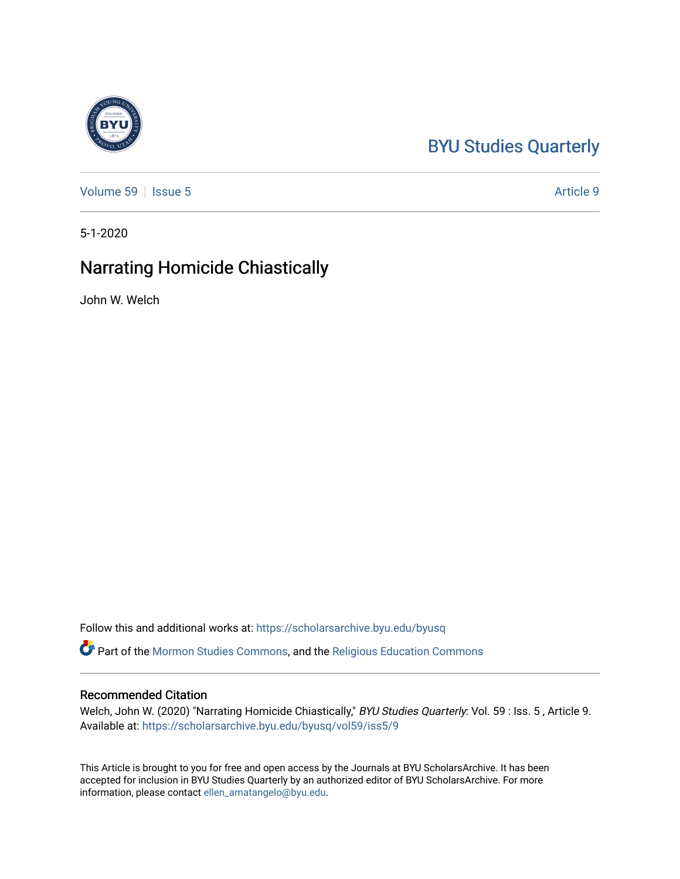BYU Studies Quarterly

Volume 59 | Issue 5 Article 9

5-1-2020

# Narrating Homicide Chiastically

John W. Welch

Follow this and additional works at: https://scholarsarchive.byu.edu/byusq

Part of the Mormon Studies Commons, and the Religious Education Commons

## Recommended Citation

Welch, John W. (2020) "Narrating Homicide Chiastically," *BYU Studies Quarterly*: Vol. 59 : Iss. 5 , Article 9.
Available at: https://scholarsarchive.byu.edu/byusq/vol59/iss5/9

This Article is brought to you for free and open access by the Journals at BYU ScholarsArchive. It has been accepted for inclusion in BYU Studies Quarterly by an authorized editor of BYU ScholarsArchive. For more information, please contact ellen_amatangelo@byu.edu.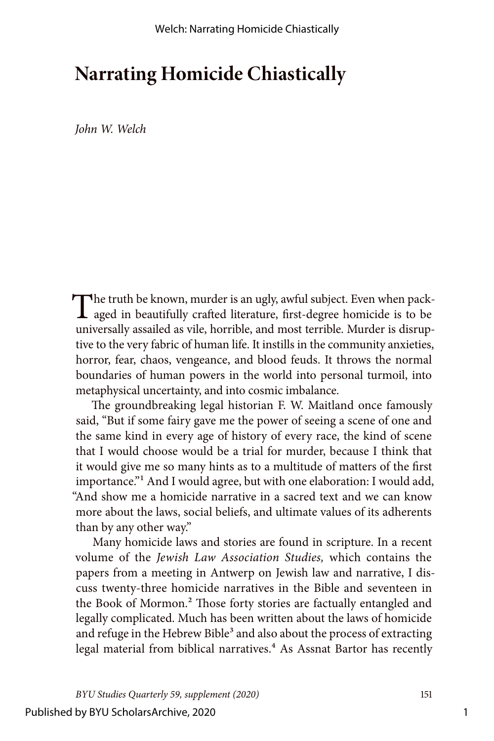# Narrating Homicide Chiastically

*John W. Welch*

The truth be known, murder is an ugly, awful subject. Even when packaged in beautifully crafted literature, first-degree homicide is to be universally assailed as vile, horrible, and most terrible. Murder is disruptive to the very fabric of human life. It instills in the community anxieties, horror, fear, chaos, vengeance, and blood feuds. It throws the normal boundaries of human powers in the world into personal turmoil, into metaphysical uncertainty, and into cosmic imbalance.

The groundbreaking legal historian F. W. Maitland once famously said, "But if some fairy gave me the power of seeing a scene of one and the same kind in every age of history of every race, the kind of scene that I would choose would be a trial for murder, because I think that it would give me so many hints as to a multitude of matters of the first importance."[1] And I would agree, but with one elaboration: I would add, "And show me a homicide narrative in a sacred text and we can know more about the laws, social beliefs, and ultimate values of its adherents than by any other way."

Many homicide laws and stories are found in scripture. In a recent volume of the *Jewish Law Association Studies,* which contains the papers from a meeting in Antwerp on Jewish law and narrative, I discuss twenty-three homicide narratives in the Bible and seventeen in the Book of Mormon.[2] Those forty stories are factually entangled and legally complicated. Much has been written about the laws of homicide and refuge in the Hebrew Bible[3] and also about the process of extracting legal material from biblical narratives.[4] As Assnat Bartor has recently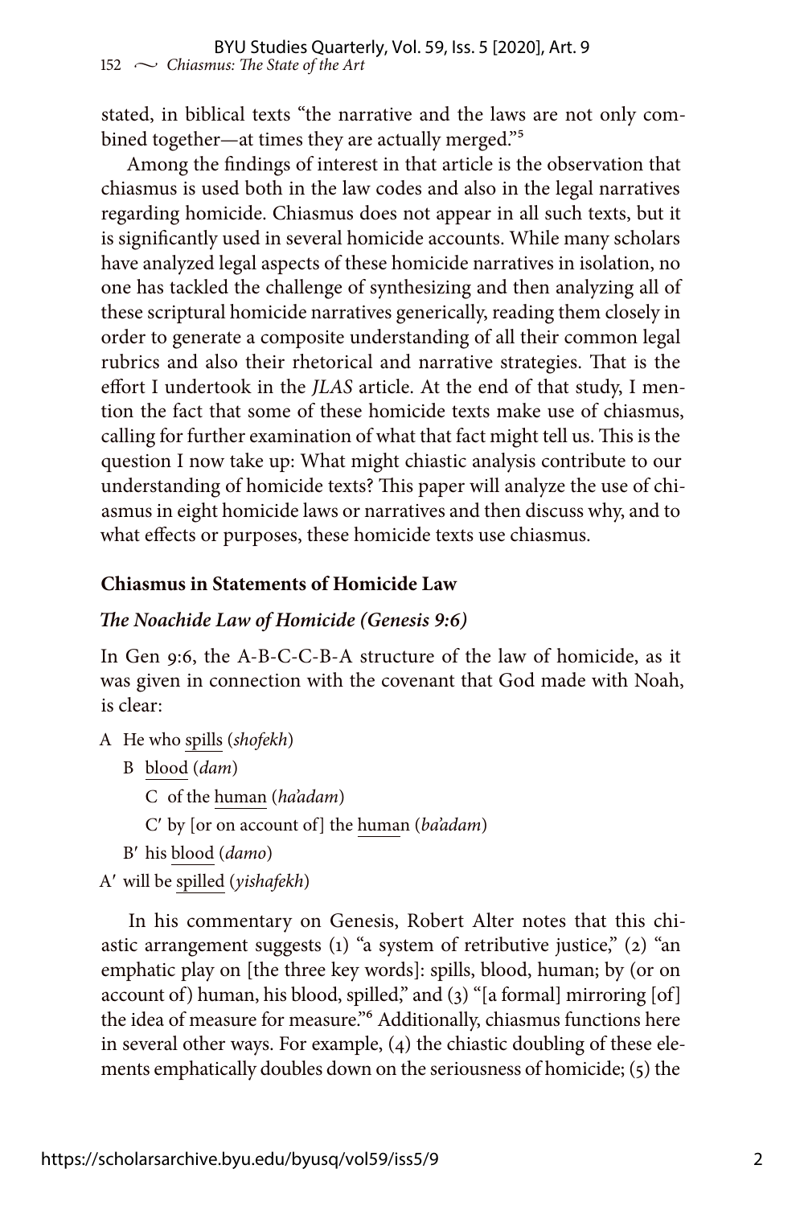stated, in biblical texts "the narrative and the laws are not only combined together—at times they are actually merged."[5]

Among the findings of interest in that article is the observation that chiasmus is used both in the law codes and also in the legal narratives regarding homicide. Chiasmus does not appear in all such texts, but it is significantly used in several homicide accounts. While many scholars have analyzed legal aspects of these homicide narratives in isolation, no one has tackled the challenge of synthesizing and then analyzing all of these scriptural homicide narratives generically, reading them closely in order to generate a composite understanding of all their common legal rubrics and also their rhetorical and narrative strategies. That is the effort I undertook in the *JLAS* article. At the end of that study, I mention the fact that some of these homicide texts make use of chiasmus, calling for further examination of what that fact might tell us. This is the question I now take up: What might chiastic analysis contribute to our understanding of homicide texts? This paper will analyze the use of chiasmus in eight homicide laws or narratives and then discuss why, and to what effects or purposes, these homicide texts use chiasmus.

## Chiasmus in Statements of Homicide Law

### *The Noachide Law of Homicide (Genesis 9:6)*

In Gen 9:6, the A-B-C-C-B-A structure of the law of homicide, as it was given in connection with the covenant that God made with Noah, is clear:

A He who spills (*shofekh*)
  B blood (*dam*)
    C of the human (*ha'adam*)
    C′ by [or on account of] the human (*ba'adam*)
  B′ his blood (*damo*)
A′ will be spilled (*yishafekh*)

In his commentary on Genesis, Robert Alter notes that this chiastic arrangement suggests (1) "a system of retributive justice," (2) "an emphatic play on [the three key words]: spills, blood, human; by (or on account of) human, his blood, spilled," and (3) "[a formal] mirroring [of] the idea of measure for measure."[6] Additionally, chiasmus functions here in several other ways. For example, (4) the chiastic doubling of these elements emphatically doubles down on the seriousness of homicide; (5) the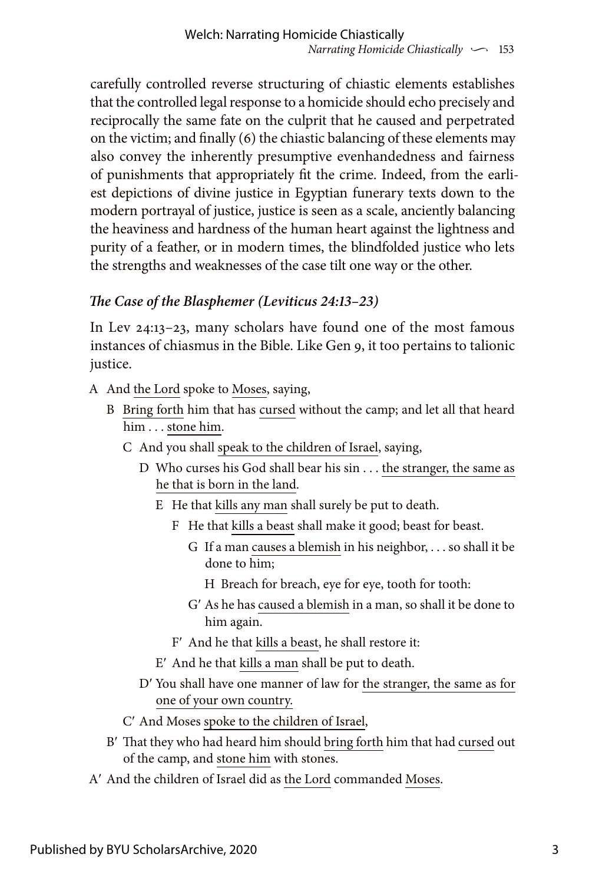carefully controlled reverse structuring of chiastic elements establishes that the controlled legal response to a homicide should echo precisely and reciprocally the same fate on the culprit that he caused and perpetrated on the victim; and finally (6) the chiastic balancing of these elements may also convey the inherently presumptive evenhandedness and fairness of punishments that appropriately fit the crime. Indeed, from the earliest depictions of divine justice in Egyptian funerary texts down to the modern portrayal of justice, justice is seen as a scale, anciently balancing the heaviness and hardness of the human heart against the lightness and purity of a feather, or in modern times, the blindfolded justice who lets the strengths and weaknesses of the case tilt one way or the other.

### *The Case of the Blasphemer (Leviticus 24:13–23)*

In Lev 24:13–23, many scholars have found one of the most famous instances of chiasmus in the Bible. Like Gen 9, it too pertains to talionic justice.

A And the Lord spoke to Moses, saying,

&nbsp;&nbsp;B Bring forth him that has cursed without the camp; and let all that heard him . . . stone him.

&nbsp;&nbsp;&nbsp;&nbsp;C And you shall speak to the children of Israel, saying,

&nbsp;&nbsp;&nbsp;&nbsp;&nbsp;&nbsp;D Who curses his God shall bear his sin . . . the stranger, the same as he that is born in the land.

&nbsp;&nbsp;&nbsp;&nbsp;&nbsp;&nbsp;&nbsp;&nbsp;E He that kills any man shall surely be put to death.

&nbsp;&nbsp;&nbsp;&nbsp;&nbsp;&nbsp;&nbsp;&nbsp;&nbsp;&nbsp;F He that kills a beast shall make it good; beast for beast.

&nbsp;&nbsp;&nbsp;&nbsp;&nbsp;&nbsp;&nbsp;&nbsp;&nbsp;&nbsp;&nbsp;&nbsp;G If a man causes a blemish in his neighbor, . . . so shall it be done to him;

&nbsp;&nbsp;&nbsp;&nbsp;&nbsp;&nbsp;&nbsp;&nbsp;&nbsp;&nbsp;&nbsp;&nbsp;&nbsp;&nbsp;H Breach for breach, eye for eye, tooth for tooth:

&nbsp;&nbsp;&nbsp;&nbsp;&nbsp;&nbsp;&nbsp;&nbsp;&nbsp;&nbsp;&nbsp;&nbsp;G′ As he has caused a blemish in a man, so shall it be done to him again.

&nbsp;&nbsp;&nbsp;&nbsp;&nbsp;&nbsp;&nbsp;&nbsp;&nbsp;&nbsp;F′ And he that kills a beast, he shall restore it:

&nbsp;&nbsp;&nbsp;&nbsp;&nbsp;&nbsp;&nbsp;&nbsp;E′ And he that kills a man shall be put to death.

&nbsp;&nbsp;&nbsp;&nbsp;&nbsp;&nbsp;D′ You shall have one manner of law for the stranger, the same as for one of your own country.

&nbsp;&nbsp;&nbsp;&nbsp;C′ And Moses spoke to the children of Israel,

&nbsp;&nbsp;B′ That they who had heard him should bring forth him that had cursed out of the camp, and stone him with stones.

A′ And the children of Israel did as the Lord commanded Moses.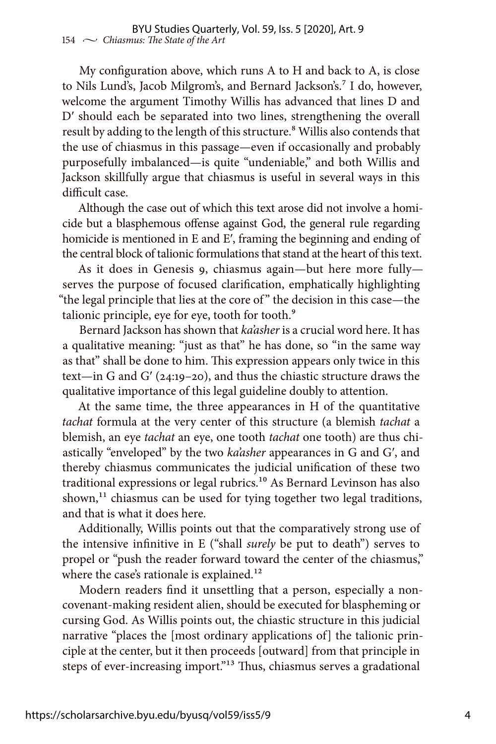My configuration above, which runs A to H and back to A, is close to Nils Lund's, Jacob Milgrom's, and Bernard Jackson's.[7] I do, however, welcome the argument Timothy Willis has advanced that lines D and D′ should each be separated into two lines, strengthening the overall result by adding to the length of this structure.[8] Willis also contends that the use of chiasmus in this passage—even if occasionally and probably purposefully imbalanced—is quite "undeniable," and both Willis and Jackson skillfully argue that chiasmus is useful in several ways in this difficult case.

Although the case out of which this text arose did not involve a homicide but a blasphemous offense against God, the general rule regarding homicide is mentioned in E and E′, framing the beginning and ending of the central block of talionic formulations that stand at the heart of this text.

As it does in Genesis 9, chiasmus again—but here more fully—serves the purpose of focused clarification, emphatically highlighting "the legal principle that lies at the core of" the decision in this case—the talionic principle, eye for eye, tooth for tooth.[9]

Bernard Jackson has shown that *ka'asher* is a crucial word here. It has a qualitative meaning: "just as that" he has done, so "in the same way as that" shall be done to him. This expression appears only twice in this text—in G and G′ (24:19–20), and thus the chiastic structure draws the qualitative importance of this legal guideline doubly to attention.

At the same time, the three appearances in H of the quantitative *tachat* formula at the very center of this structure (a blemish *tachat* a blemish, an eye *tachat* an eye, one tooth *tachat* one tooth) are thus chiastically "enveloped" by the two *ka'asher* appearances in G and G′, and thereby chiasmus communicates the judicial unification of these two traditional expressions or legal rubrics.[10] As Bernard Levinson has also shown,[11] chiasmus can be used for tying together two legal traditions, and that is what it does here.

Additionally, Willis points out that the comparatively strong use of the intensive infinitive in E ("shall *surely* be put to death") serves to propel or "push the reader forward toward the center of the chiasmus," where the case's rationale is explained.[12]

Modern readers find it unsettling that a person, especially a non-covenant-making resident alien, should be executed for blaspheming or cursing God. As Willis points out, the chiastic structure in this judicial narrative "places the [most ordinary applications of] the talionic principle at the center, but it then proceeds [outward] from that principle in steps of ever-increasing import."[13] Thus, chiasmus serves a gradational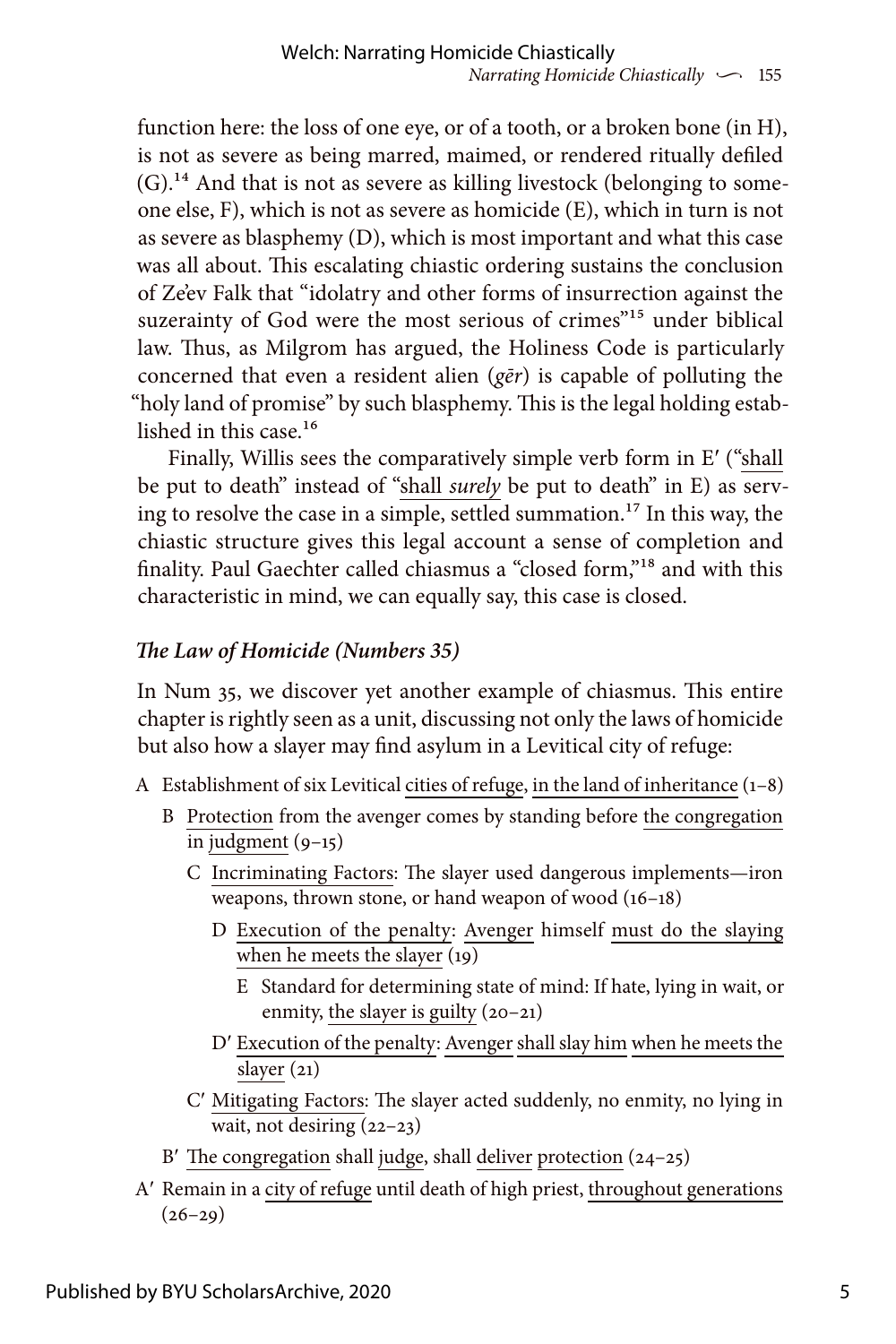function here: the loss of one eye, or of a tooth, or a broken bone (in H), is not as severe as being marred, maimed, or rendered ritually defiled (G).[14] And that is not as severe as killing livestock (belonging to someone else, F), which is not as severe as homicide (E), which in turn is not as severe as blasphemy (D), which is most important and what this case was all about. This escalating chiastic ordering sustains the conclusion of Ze'ev Falk that "idolatry and other forms of insurrection against the suzerainty of God were the most serious of crimes"[15] under biblical law. Thus, as Milgrom has argued, the Holiness Code is particularly concerned that even a resident alien (*gēr*) is capable of polluting the "holy land of promise" by such blasphemy. This is the legal holding established in this case.[16]

Finally, Willis sees the comparatively simple verb form in E′ ("shall be put to death" instead of "shall *surely* be put to death" in E) as serving to resolve the case in a simple, settled summation.[17] In this way, the chiastic structure gives this legal account a sense of completion and finality. Paul Gaechter called chiasmus a "closed form,"[18] and with this characteristic in mind, we can equally say, this case is closed.

### *The Law of Homicide (Numbers 35)*

In Num 35, we discover yet another example of chiasmus. This entire chapter is rightly seen as a unit, discussing not only the laws of homicide but also how a slayer may find asylum in a Levitical city of refuge:

- A Establishment of six Levitical cities of refuge, in the land of inheritance (1–8)
  - B Protection from the avenger comes by standing before the congregation in judgment (9–15)
    - C Incriminating Factors: The slayer used dangerous implements—iron weapons, thrown stone, or hand weapon of wood (16–18)
      - D Execution of the penalty: Avenger himself must do the slaying when he meets the slayer (19)
        - E Standard for determining state of mind: If hate, lying in wait, or enmity, the slayer is guilty (20–21)
      - D′ Execution of the penalty: Avenger shall slay him when he meets the slayer (21)
    - C′ Mitigating Factors: The slayer acted suddenly, no enmity, no lying in wait, not desiring (22–23)
  - B′ The congregation shall judge, shall deliver protection (24–25)
- A′ Remain in a city of refuge until death of high priest, throughout generations (26–29)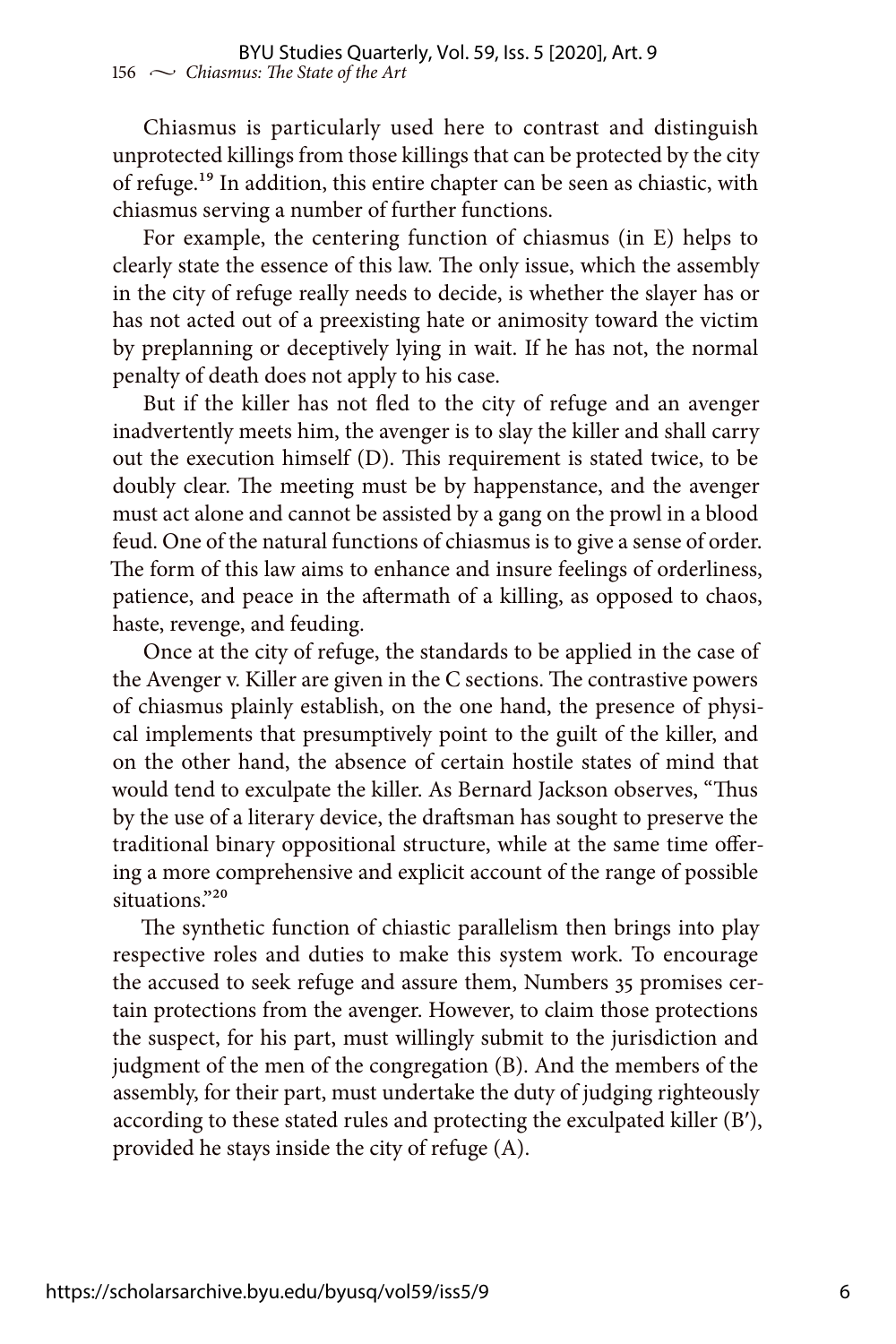Chiasmus is particularly used here to contrast and distinguish unprotected killings from those killings that can be protected by the city of refuge.[19] In addition, this entire chapter can be seen as chiastic, with chiasmus serving a number of further functions.

For example, the centering function of chiasmus (in E) helps to clearly state the essence of this law. The only issue, which the assembly in the city of refuge really needs to decide, is whether the slayer has or has not acted out of a preexisting hate or animosity toward the victim by preplanning or deceptively lying in wait. If he has not, the normal penalty of death does not apply to his case.

But if the killer has not fled to the city of refuge and an avenger inadvertently meets him, the avenger is to slay the killer and shall carry out the execution himself (D). This requirement is stated twice, to be doubly clear. The meeting must be by happenstance, and the avenger must act alone and cannot be assisted by a gang on the prowl in a blood feud. One of the natural functions of chiasmus is to give a sense of order. The form of this law aims to enhance and insure feelings of orderliness, patience, and peace in the aftermath of a killing, as opposed to chaos, haste, revenge, and feuding.

Once at the city of refuge, the standards to be applied in the case of the Avenger v. Killer are given in the C sections. The contrastive powers of chiasmus plainly establish, on the one hand, the presence of physical implements that presumptively point to the guilt of the killer, and on the other hand, the absence of certain hostile states of mind that would tend to exculpate the killer. As Bernard Jackson observes, "Thus by the use of a literary device, the draftsman has sought to preserve the traditional binary oppositional structure, while at the same time offering a more comprehensive and explicit account of the range of possible situations."[20]

The synthetic function of chiastic parallelism then brings into play respective roles and duties to make this system work. To encourage the accused to seek refuge and assure them, Numbers 35 promises certain protections from the avenger. However, to claim those protections the suspect, for his part, must willingly submit to the jurisdiction and judgment of the men of the congregation (B). And the members of the assembly, for their part, must undertake the duty of judging righteously according to these stated rules and protecting the exculpated killer (B′), provided he stays inside the city of refuge (A).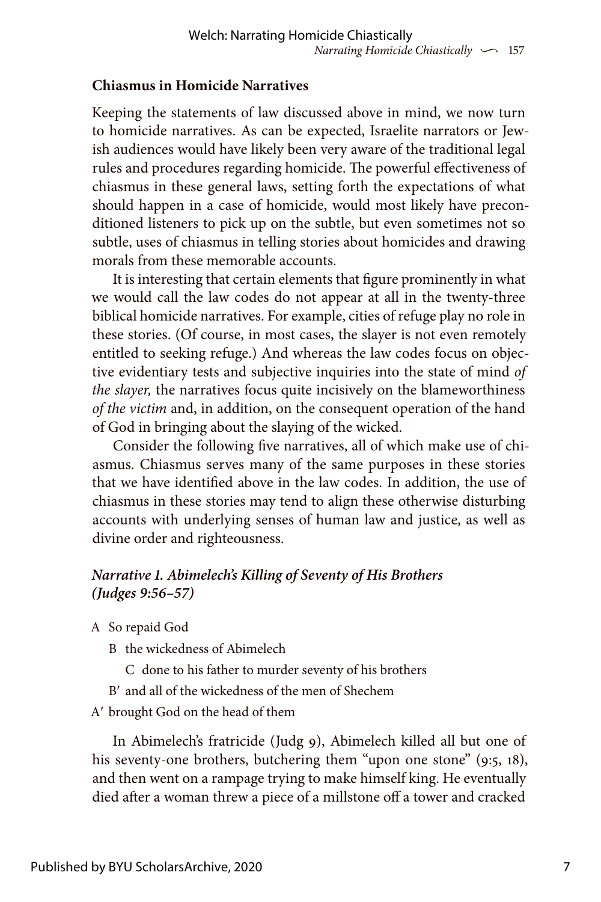### Chiasmus in Homicide Narratives

Keeping the statements of law discussed above in mind, we now turn to homicide narratives. As can be expected, Israelite narrators or Jewish audiences would have likely been very aware of the traditional legal rules and procedures regarding homicide. The powerful effectiveness of chiasmus in these general laws, setting forth the expectations of what should happen in a case of homicide, would most likely have preconditioned listeners to pick up on the subtle, but even sometimes not so subtle, uses of chiasmus in telling stories about homicides and drawing morals from these memorable accounts.

It is interesting that certain elements that figure prominently in what we would call the law codes do not appear at all in the twenty-three biblical homicide narratives. For example, cities of refuge play no role in these stories. (Of course, in most cases, the slayer is not even remotely entitled to seeking refuge.) And whereas the law codes focus on objective evidentiary tests and subjective inquiries into the state of mind *of the slayer,* the narratives focus quite incisively on the blameworthiness *of the victim* and, in addition, on the consequent operation of the hand of God in bringing about the slaying of the wicked.

Consider the following five narratives, all of which make use of chiasmus. Chiasmus serves many of the same purposes in these stories that we have identified above in the law codes. In addition, the use of chiasmus in these stories may tend to align these otherwise disturbing accounts with underlying senses of human law and justice, as well as divine order and righteousness.

#### *Narrative 1. Abimelech's Killing of Seventy of His Brothers (Judges 9:56–57)*

A So repaid God
  B the wickedness of Abimelech
    C done to his father to murder seventy of his brothers
  B′ and all of the wickedness of the men of Shechem
A′ brought God on the head of them

In Abimelech's fratricide (Judg 9), Abimelech killed all but one of his seventy-one brothers, butchering them "upon one stone" (9:5, 18), and then went on a rampage trying to make himself king. He eventually died after a woman threw a piece of a millstone off a tower and cracked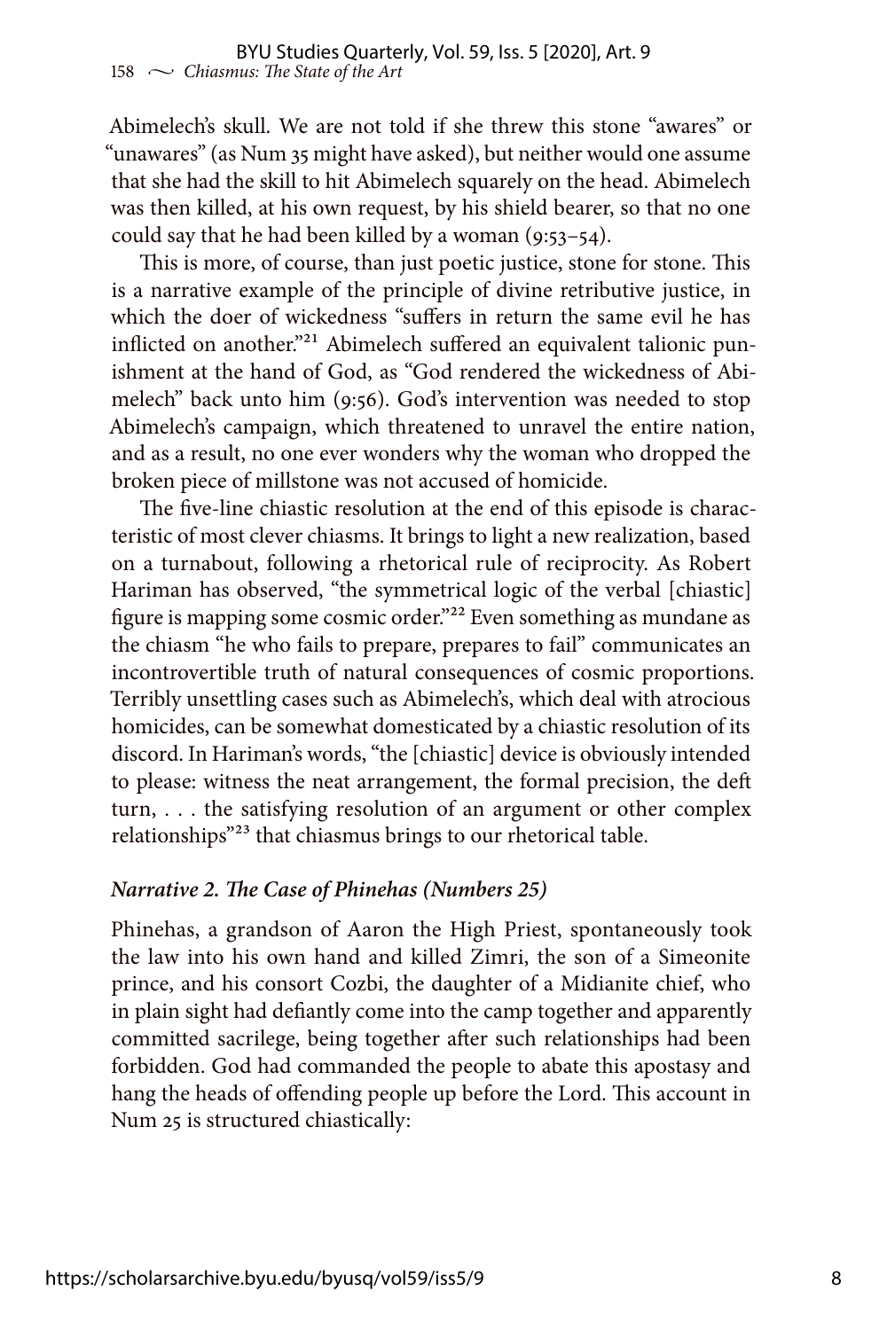Abimelech's skull. We are not told if she threw this stone "awares" or "unawares" (as Num 35 might have asked), but neither would one assume that she had the skill to hit Abimelech squarely on the head. Abimelech was then killed, at his own request, by his shield bearer, so that no one could say that he had been killed by a woman (9:53–54).

This is more, of course, than just poetic justice, stone for stone. This is a narrative example of the principle of divine retributive justice, in which the doer of wickedness "suffers in return the same evil he has inflicted on another."[21] Abimelech suffered an equivalent talionic punishment at the hand of God, as "God rendered the wickedness of Abimelech" back unto him (9:56). God's intervention was needed to stop Abimelech's campaign, which threatened to unravel the entire nation, and as a result, no one ever wonders why the woman who dropped the broken piece of millstone was not accused of homicide.

The five-line chiastic resolution at the end of this episode is characteristic of most clever chiasms. It brings to light a new realization, based on a turnabout, following a rhetorical rule of reciprocity. As Robert Hariman has observed, "the symmetrical logic of the verbal [chiastic] figure is mapping some cosmic order."[22] Even something as mundane as the chiasm "he who fails to prepare, prepares to fail" communicates an incontrovertible truth of natural consequences of cosmic proportions. Terribly unsettling cases such as Abimelech's, which deal with atrocious homicides, can be somewhat domesticated by a chiastic resolution of its discord. In Hariman's words, "the [chiastic] device is obviously intended to please: witness the neat arrangement, the formal precision, the deft turn, . . . the satisfying resolution of an argument or other complex relationships"[23] that chiasmus brings to our rhetorical table.

### *Narrative 2. The Case of Phinehas (Numbers 25)*

Phinehas, a grandson of Aaron the High Priest, spontaneously took the law into his own hand and killed Zimri, the son of a Simeonite prince, and his consort Cozbi, the daughter of a Midianite chief, who in plain sight had defiantly come into the camp together and apparently committed sacrilege, being together after such relationships had been forbidden. God had commanded the people to abate this apostasy and hang the heads of offending people up before the Lord. This account in Num 25 is structured chiastically: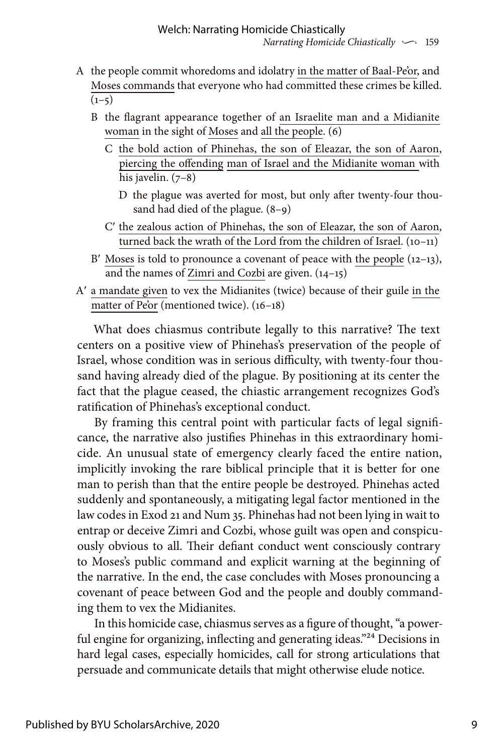A the people commit whoredoms and idolatry <u>in the matter of Baal-Pe'or</u>, and <u>Moses commands</u> that everyone who had committed these crimes be killed. (1–5)

B the flagrant appearance together of <u>an Israelite man and a Midianite woman</u> in the sight of <u>Moses</u> and <u>all the people</u>. (6)

C <u>the bold action of Phinehas, the son of Eleazar, the son of Aaron</u>, <u>piercing the offending</u> <u>man of Israel and the Midianite woman</u> with his javelin. (7–8)

D the plague was averted for most, but only after twenty-four thousand had died of the plague. (8–9)

C′ <u>the zealous action of Phinehas, the son of Eleazar, the son of Aaron</u>, <u>turned back the wrath of the Lord from the children of Israel</u>. (10–11)

B′ <u>Moses</u> is told to pronounce a covenant of peace with <u>the people</u> (12–13), and the names of <u>Zimri and Cozbi</u> are given. (14–15)

A′ <u>a mandate given</u> to vex the Midianites (twice) because of their guile <u>in the matter of Pe'or</u> (mentioned twice). (16–18)

What does chiasmus contribute legally to this narrative? The text centers on a positive view of Phinehas's preservation of the people of Israel, whose condition was in serious difficulty, with twenty-four thousand having already died of the plague. By positioning at its center the fact that the plague ceased, the chiastic arrangement recognizes God's ratification of Phinehas's exceptional conduct.

By framing this central point with particular facts of legal significance, the narrative also justifies Phinehas in this extraordinary homicide. An unusual state of emergency clearly faced the entire nation, implicitly invoking the rare biblical principle that it is better for one man to perish than that the entire people be destroyed. Phinehas acted suddenly and spontaneously, a mitigating legal factor mentioned in the law codes in Exod 21 and Num 35. Phinehas had not been lying in wait to entrap or deceive Zimri and Cozbi, whose guilt was open and conspicuously obvious to all. Their defiant conduct went consciously contrary to Moses's public command and explicit warning at the beginning of the narrative. In the end, the case concludes with Moses pronouncing a covenant of peace between God and the people and doubly commanding them to vex the Midianites.

In this homicide case, chiasmus serves as a figure of thought, "a powerful engine for organizing, inflecting and generating ideas."[24] Decisions in hard legal cases, especially homicides, call for strong articulations that persuade and communicate details that might otherwise elude notice.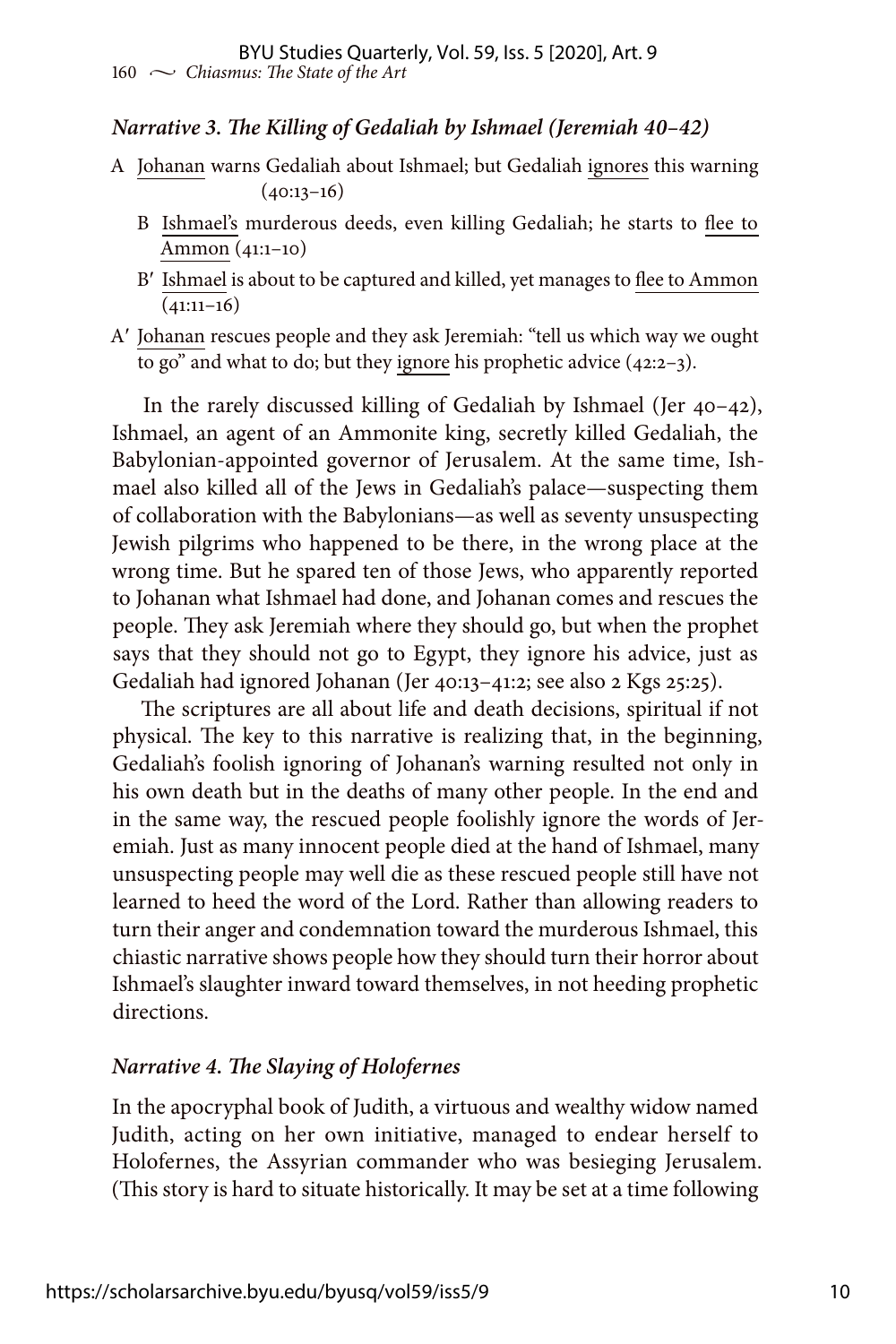### *Narrative 3. The Killing of Gedaliah by Ishmael (Jeremiah 40–42)*

A <u>Johanan</u> warns Gedaliah about Ishmael; but Gedaliah <u>ignores</u> this warning (40:13–16)

  B <u>Ishmael's</u> murderous deeds, even killing Gedaliah; he starts to <u>flee to Ammon</u> (41:1–10)

  B′ <u>Ishmael</u> is about to be captured and killed, yet manages to <u>flee to Ammon</u> (41:11–16)

A′ <u>Johanan</u> rescues people and they ask Jeremiah: "tell us which way we ought to go" and what to do; but they <u>ignore</u> his prophetic advice (42:2–3).

In the rarely discussed killing of Gedaliah by Ishmael (Jer 40–42), Ishmael, an agent of an Ammonite king, secretly killed Gedaliah, the Babylonian-appointed governor of Jerusalem. At the same time, Ishmael also killed all of the Jews in Gedaliah's palace—suspecting them of collaboration with the Babylonians—as well as seventy unsuspecting Jewish pilgrims who happened to be there, in the wrong place at the wrong time. But he spared ten of those Jews, who apparently reported to Johanan what Ishmael had done, and Johanan comes and rescues the people. They ask Jeremiah where they should go, but when the prophet says that they should not go to Egypt, they ignore his advice, just as Gedaliah had ignored Johanan (Jer 40:13–41:2; see also 2 Kgs 25:25).

The scriptures are all about life and death decisions, spiritual if not physical. The key to this narrative is realizing that, in the beginning, Gedaliah's foolish ignoring of Johanan's warning resulted not only in his own death but in the deaths of many other people. In the end and in the same way, the rescued people foolishly ignore the words of Jeremiah. Just as many innocent people died at the hand of Ishmael, many unsuspecting people may well die as these rescued people still have not learned to heed the word of the Lord. Rather than allowing readers to turn their anger and condemnation toward the murderous Ishmael, this chiastic narrative shows people how they should turn their horror about Ishmael's slaughter inward toward themselves, in not heeding prophetic directions.

### *Narrative 4. The Slaying of Holofernes*

In the apocryphal book of Judith, a virtuous and wealthy widow named Judith, acting on her own initiative, managed to endear herself to Holofernes, the Assyrian commander who was besieging Jerusalem. (This story is hard to situate historically. It may be set at a time following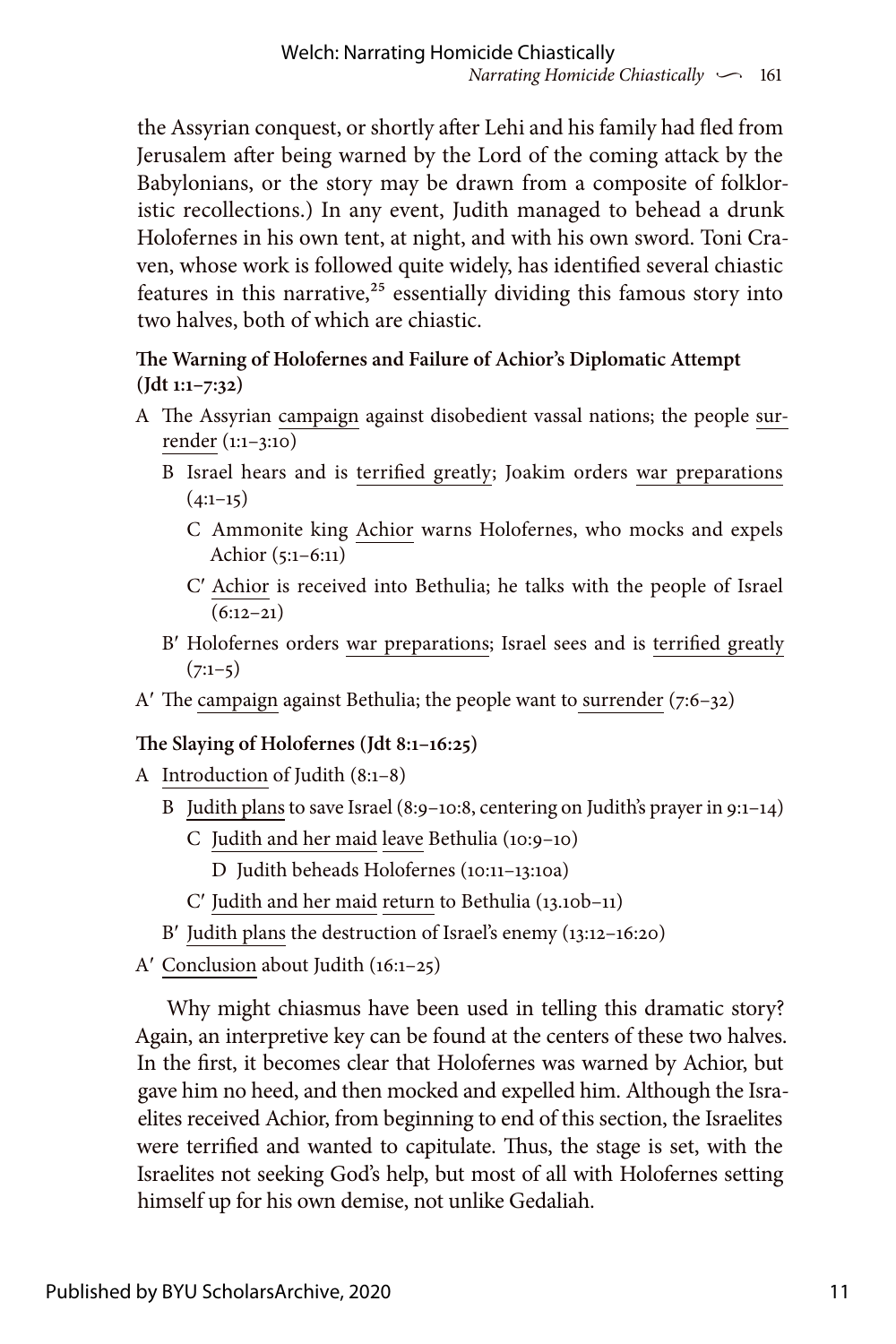the Assyrian conquest, or shortly after Lehi and his family had fled from Jerusalem after being warned by the Lord of the coming attack by the Babylonians, or the story may be drawn from a composite of folkloristic recollections.) In any event, Judith managed to behead a drunk Holofernes in his own tent, at night, and with his own sword. Toni Craven, whose work is followed quite widely, has identified several chiastic features in this narrative,[25] essentially dividing this famous story into two halves, both of which are chiastic.

**The Warning of Holofernes and Failure of Achior's Diplomatic Attempt (Jdt 1:1–7:32)**

A The Assyrian <u>campaign</u> against disobedient vassal nations; the people <u>surrender</u> (1:1–3:10)

  B Israel hears and is <u>terrified greatly</u>; Joakim orders <u>war preparations</u> (4:1–15)

    C Ammonite king <u>Achior</u> warns Holofernes, who mocks and expels Achior (5:1–6:11)

    C′ <u>Achior</u> is received into Bethulia; he talks with the people of Israel (6:12–21)

  B′ Holofernes orders <u>war preparations</u>; Israel sees and is <u>terrified greatly</u> (7:1–5)

A′ The <u>campaign</u> against Bethulia; the people want to <u>surrender</u> (7:6–32)

**The Slaying of Holofernes (Jdt 8:1–16:25)**

A <u>Introduction</u> of Judith (8:1–8)

  B <u>Judith plans</u> to save Israel (8:9–10:8, centering on Judith's prayer in 9:1–14)

    C <u>Judith and her maid</u> <u>leave</u> Bethulia (10:9–10)

      D Judith beheads Holofernes (10:11–13:10a)

    C′ <u>Judith and her maid</u> <u>return</u> to Bethulia (13.10b–11)

  B′ <u>Judith plans</u> the destruction of Israel's enemy (13:12–16:20)

A′ <u>Conclusion</u> about Judith (16:1–25)

Why might chiasmus have been used in telling this dramatic story? Again, an interpretive key can be found at the centers of these two halves. In the first, it becomes clear that Holofernes was warned by Achior, but gave him no heed, and then mocked and expelled him. Although the Israelites received Achior, from beginning to end of this section, the Israelites were terrified and wanted to capitulate. Thus, the stage is set, with the Israelites not seeking God's help, but most of all with Holofernes setting himself up for his own demise, not unlike Gedaliah.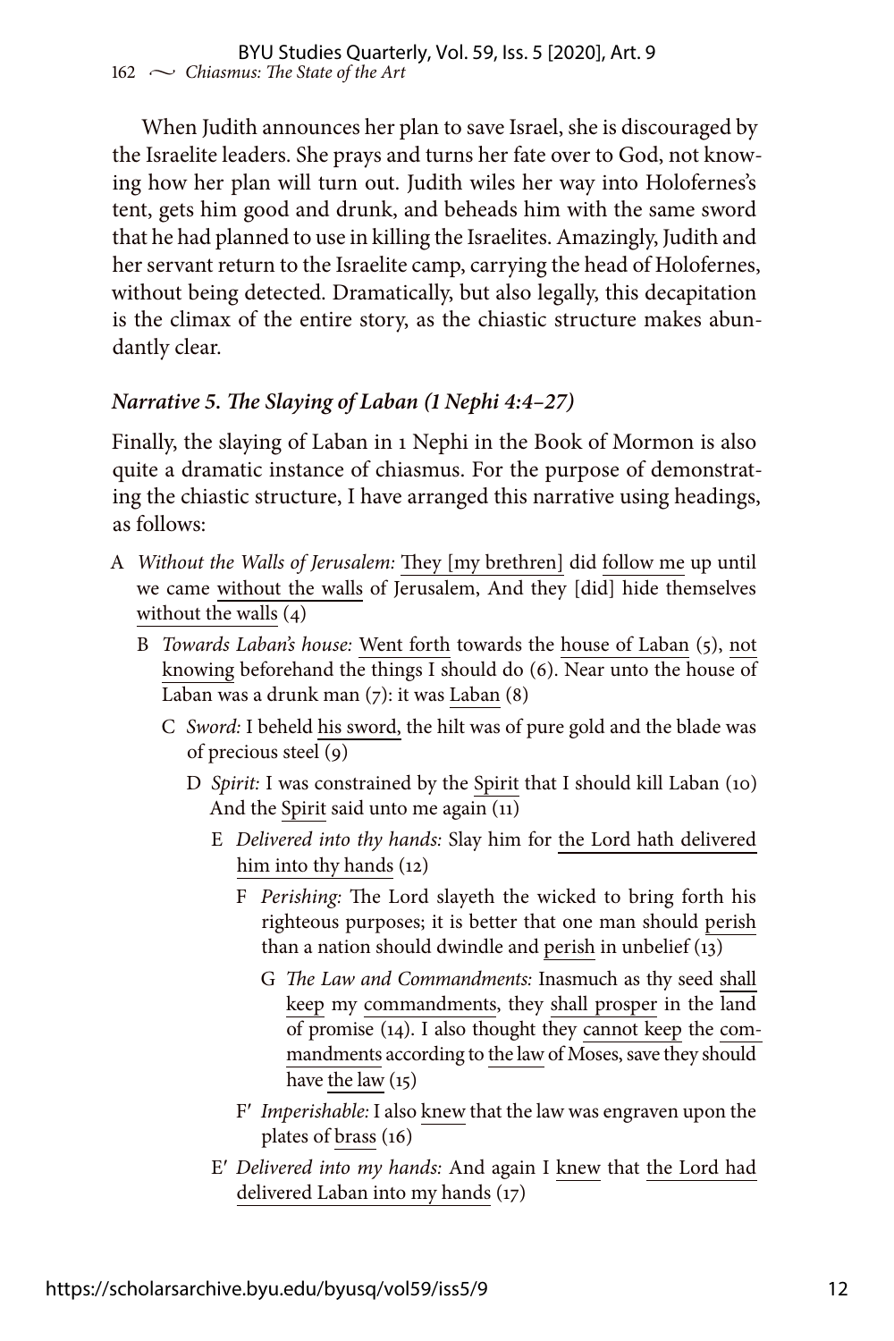When Judith announces her plan to save Israel, she is discouraged by the Israelite leaders. She prays and turns her fate over to God, not knowing how her plan will turn out. Judith wiles her way into Holofernes's tent, gets him good and drunk, and beheads him with the same sword that he had planned to use in killing the Israelites. Amazingly, Judith and her servant return to the Israelite camp, carrying the head of Holofernes, without being detected. Dramatically, but also legally, this decapitation is the climax of the entire story, as the chiastic structure makes abundantly clear.

### *Narrative 5. The Slaying of Laban (1 Nephi 4:4–27)*

Finally, the slaying of Laban in 1 Nephi in the Book of Mormon is also quite a dramatic instance of chiasmus. For the purpose of demonstrating the chiastic structure, I have arranged this narrative using headings, as follows:

- A *Without the Walls of Jerusalem:* They [my brethren] did follow me up until we came without the walls of Jerusalem, And they [did] hide themselves without the walls (4)
  - B *Towards Laban's house:* Went forth towards the house of Laban (5), not knowing beforehand the things I should do (6). Near unto the house of Laban was a drunk man (7): it was Laban (8)
    - C *Sword:* I beheld his sword, the hilt was of pure gold and the blade was of precious steel (9)
      - D *Spirit:* I was constrained by the Spirit that I should kill Laban (10) And the Spirit said unto me again (11)
        - E *Delivered into thy hands:* Slay him for the Lord hath delivered him into thy hands (12)
          - F *Perishing:* The Lord slayeth the wicked to bring forth his righteous purposes; it is better that one man should perish than a nation should dwindle and perish in unbelief (13)
            - G *The Law and Commandments:* Inasmuch as thy seed shall keep my commandments, they shall prosper in the land of promise (14). I also thought they cannot keep the commandments according to the law of Moses, save they should have the law (15)
          - F′ *Imperishable:* I also knew that the law was engraven upon the plates of brass (16)
        - E′ *Delivered into my hands:* And again I knew that the Lord had delivered Laban into my hands (17)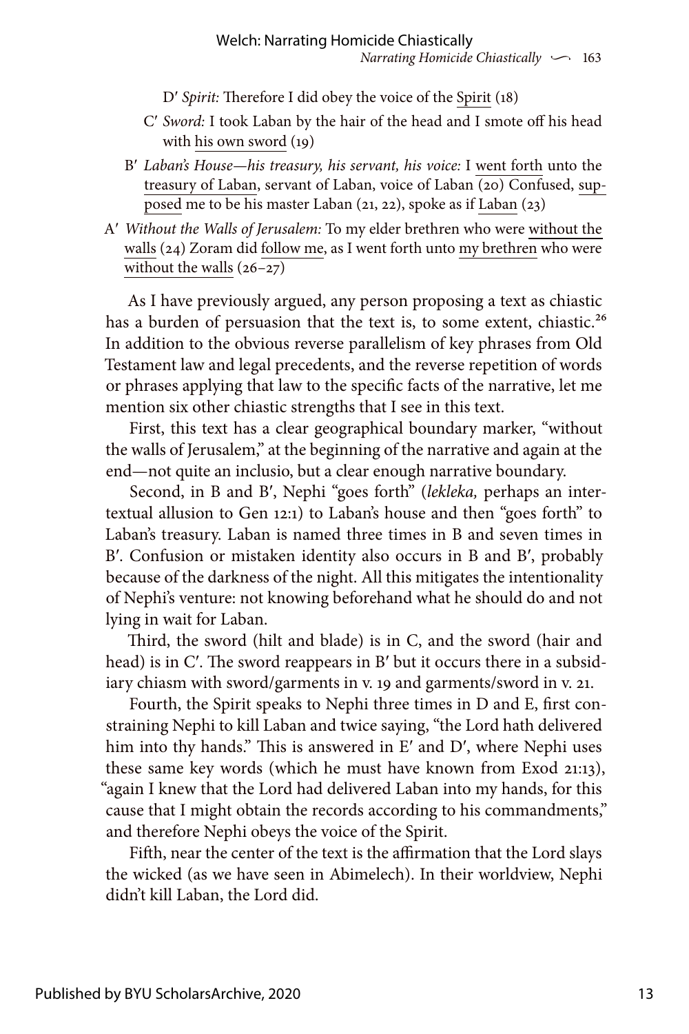D′ *Spirit:* Therefore I did obey the voice of the Spirit (18)

C′ *Sword:* I took Laban by the hair of the head and I smote off his head with his own sword (19)

B′ *Laban's House—his treasury, his servant, his voice:* I went forth unto the treasury of Laban, servant of Laban, voice of Laban (20) Confused, supposed me to be his master Laban (21, 22), spoke as if Laban (23)

A′ *Without the Walls of Jerusalem:* To my elder brethren who were without the walls (24) Zoram did follow me, as I went forth unto my brethren who were without the walls (26–27)

As I have previously argued, any person proposing a text as chiastic has a burden of persuasion that the text is, to some extent, chiastic.[26] In addition to the obvious reverse parallelism of key phrases from Old Testament law and legal precedents, and the reverse repetition of words or phrases applying that law to the specific facts of the narrative, let me mention six other chiastic strengths that I see in this text.

First, this text has a clear geographical boundary marker, "without the walls of Jerusalem," at the beginning of the narrative and again at the end—not quite an inclusio, but a clear enough narrative boundary.

Second, in B and B′, Nephi "goes forth" (*lekleka,* perhaps an intertextual allusion to Gen 12:1) to Laban's house and then "goes forth" to Laban's treasury. Laban is named three times in B and seven times in B′. Confusion or mistaken identity also occurs in B and B′, probably because of the darkness of the night. All this mitigates the intentionality of Nephi's venture: not knowing beforehand what he should do and not lying in wait for Laban.

Third, the sword (hilt and blade) is in C, and the sword (hair and head) is in C′. The sword reappears in B′ but it occurs there in a subsidiary chiasm with sword/garments in v. 19 and garments/sword in v. 21.

Fourth, the Spirit speaks to Nephi three times in D and E, first constraining Nephi to kill Laban and twice saying, "the Lord hath delivered him into thy hands." This is answered in E′ and D′, where Nephi uses these same key words (which he must have known from Exod 21:13), "again I knew that the Lord had delivered Laban into my hands, for this cause that I might obtain the records according to his commandments," and therefore Nephi obeys the voice of the Spirit.

Fifth, near the center of the text is the affirmation that the Lord slays the wicked (as we have seen in Abimelech). In their worldview, Nephi didn't kill Laban, the Lord did.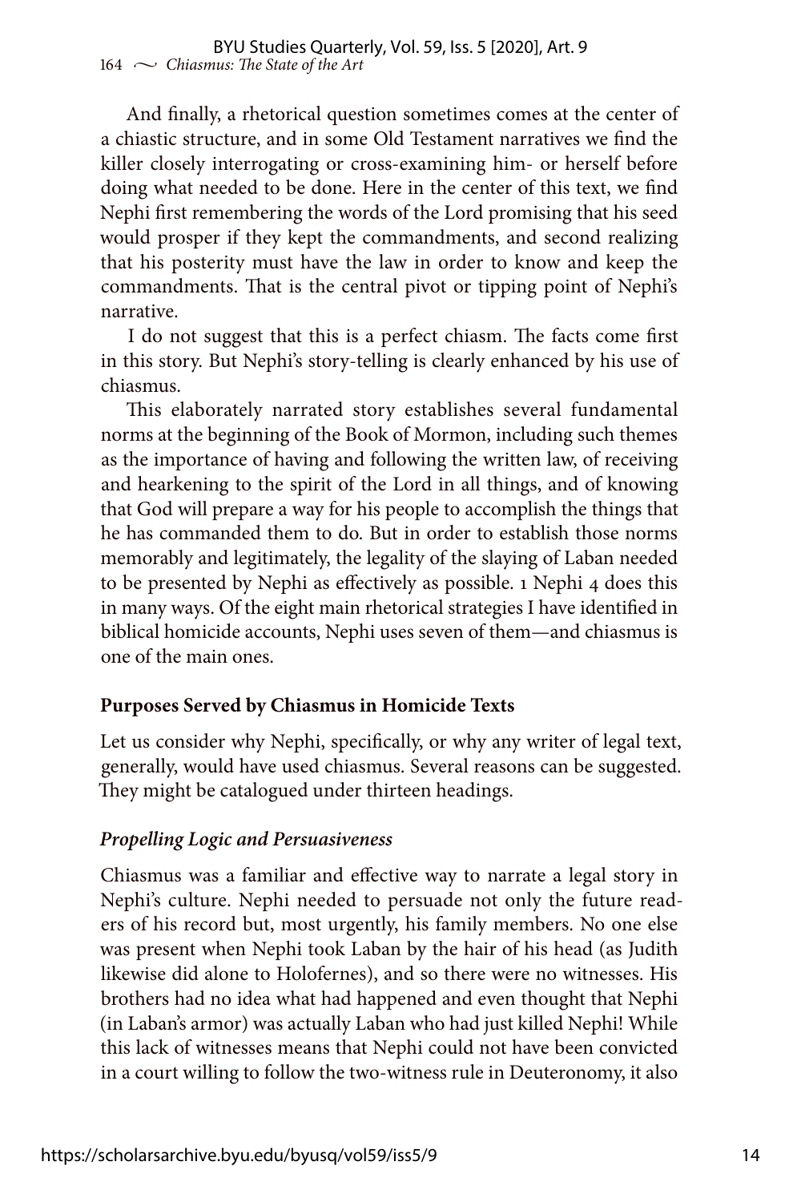And finally, a rhetorical question sometimes comes at the center of a chiastic structure, and in some Old Testament narratives we find the killer closely interrogating or cross-examining him- or herself before doing what needed to be done. Here in the center of this text, we find Nephi first remembering the words of the Lord promising that his seed would prosper if they kept the commandments, and second realizing that his posterity must have the law in order to know and keep the commandments. That is the central pivot or tipping point of Nephi's narrative.

I do not suggest that this is a perfect chiasm. The facts come first in this story. But Nephi's story-telling is clearly enhanced by his use of chiasmus.

This elaborately narrated story establishes several fundamental norms at the beginning of the Book of Mormon, including such themes as the importance of having and following the written law, of receiving and hearkening to the spirit of the Lord in all things, and of knowing that God will prepare a way for his people to accomplish the things that he has commanded them to do. But in order to establish those norms memorably and legitimately, the legality of the slaying of Laban needed to be presented by Nephi as effectively as possible. 1 Nephi 4 does this in many ways. Of the eight main rhetorical strategies I have identified in biblical homicide accounts, Nephi uses seven of them—and chiasmus is one of the main ones.

## Purposes Served by Chiasmus in Homicide Texts

Let us consider why Nephi, specifically, or why any writer of legal text, generally, would have used chiasmus. Several reasons can be suggested. They might be catalogued under thirteen headings.

### *Propelling Logic and Persuasiveness*

Chiasmus was a familiar and effective way to narrate a legal story in Nephi's culture. Nephi needed to persuade not only the future readers of his record but, most urgently, his family members. No one else was present when Nephi took Laban by the hair of his head (as Judith likewise did alone to Holofernes), and so there were no witnesses. His brothers had no idea what had happened and even thought that Nephi (in Laban's armor) was actually Laban who had just killed Nephi! While this lack of witnesses means that Nephi could not have been convicted in a court willing to follow the two-witness rule in Deuteronomy, it also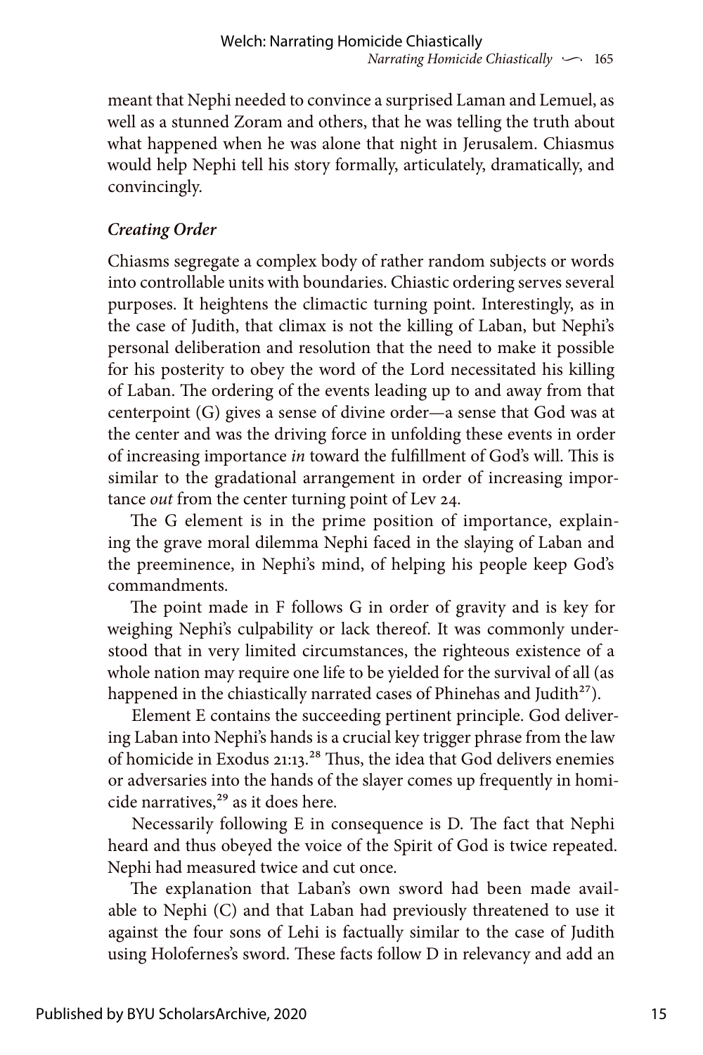meant that Nephi needed to convince a surprised Laman and Lemuel, as well as a stunned Zoram and others, that he was telling the truth about what happened when he was alone that night in Jerusalem. Chiasmus would help Nephi tell his story formally, articulately, dramatically, and convincingly.

### *Creating Order*

Chiasms segregate a complex body of rather random subjects or words into controllable units with boundaries. Chiastic ordering serves several purposes. It heightens the climactic turning point. Interestingly, as in the case of Judith, that climax is not the killing of Laban, but Nephi's personal deliberation and resolution that the need to make it possible for his posterity to obey the word of the Lord necessitated his killing of Laban. The ordering of the events leading up to and away from that centerpoint (G) gives a sense of divine order—a sense that God was at the center and was the driving force in unfolding these events in order of increasing importance *in* toward the fulfillment of God's will. This is similar to the gradational arrangement in order of increasing importance *out* from the center turning point of Lev 24.

The G element is in the prime position of importance, explaining the grave moral dilemma Nephi faced in the slaying of Laban and the preeminence, in Nephi's mind, of helping his people keep God's commandments.

The point made in F follows G in order of gravity and is key for weighing Nephi's culpability or lack thereof. It was commonly understood that in very limited circumstances, the righteous existence of a whole nation may require one life to be yielded for the survival of all (as happened in the chiastically narrated cases of Phinehas and Judith[27]).

Element E contains the succeeding pertinent principle. God delivering Laban into Nephi's hands is a crucial key trigger phrase from the law of homicide in Exodus 21:13.[28] Thus, the idea that God delivers enemies or adversaries into the hands of the slayer comes up frequently in homicide narratives,[29] as it does here.

Necessarily following E in consequence is D. The fact that Nephi heard and thus obeyed the voice of the Spirit of God is twice repeated. Nephi had measured twice and cut once.

The explanation that Laban's own sword had been made available to Nephi (C) and that Laban had previously threatened to use it against the four sons of Lehi is factually similar to the case of Judith using Holofernes's sword. These facts follow D in relevancy and add an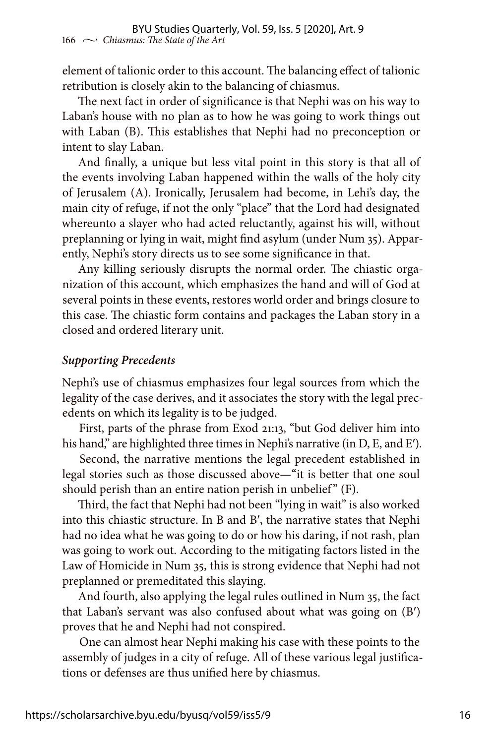element of talionic order to this account. The balancing effect of talionic retribution is closely akin to the balancing of chiasmus.

The next fact in order of significance is that Nephi was on his way to Laban's house with no plan as to how he was going to work things out with Laban (B). This establishes that Nephi had no preconception or intent to slay Laban.

And finally, a unique but less vital point in this story is that all of the events involving Laban happened within the walls of the holy city of Jerusalem (A). Ironically, Jerusalem had become, in Lehi's day, the main city of refuge, if not the only "place" that the Lord had designated whereunto a slayer who had acted reluctantly, against his will, without preplanning or lying in wait, might find asylum (under Num 35). Apparently, Nephi's story directs us to see some significance in that.

Any killing seriously disrupts the normal order. The chiastic organization of this account, which emphasizes the hand and will of God at several points in these events, restores world order and brings closure to this case. The chiastic form contains and packages the Laban story in a closed and ordered literary unit.

### *Supporting Precedents*

Nephi's use of chiasmus emphasizes four legal sources from which the legality of the case derives, and it associates the story with the legal precedents on which its legality is to be judged.

First, parts of the phrase from Exod 21:13, "but God deliver him into his hand," are highlighted three times in Nephi's narrative (in D, E, and E′).

Second, the narrative mentions the legal precedent established in legal stories such as those discussed above—"it is better that one soul should perish than an entire nation perish in unbelief" (F).

Third, the fact that Nephi had not been "lying in wait" is also worked into this chiastic structure. In B and B′, the narrative states that Nephi had no idea what he was going to do or how his daring, if not rash, plan was going to work out. According to the mitigating factors listed in the Law of Homicide in Num 35, this is strong evidence that Nephi had not preplanned or premeditated this slaying.

And fourth, also applying the legal rules outlined in Num 35, the fact that Laban's servant was also confused about what was going on (B′) proves that he and Nephi had not conspired.

One can almost hear Nephi making his case with these points to the assembly of judges in a city of refuge. All of these various legal justifications or defenses are thus unified here by chiasmus.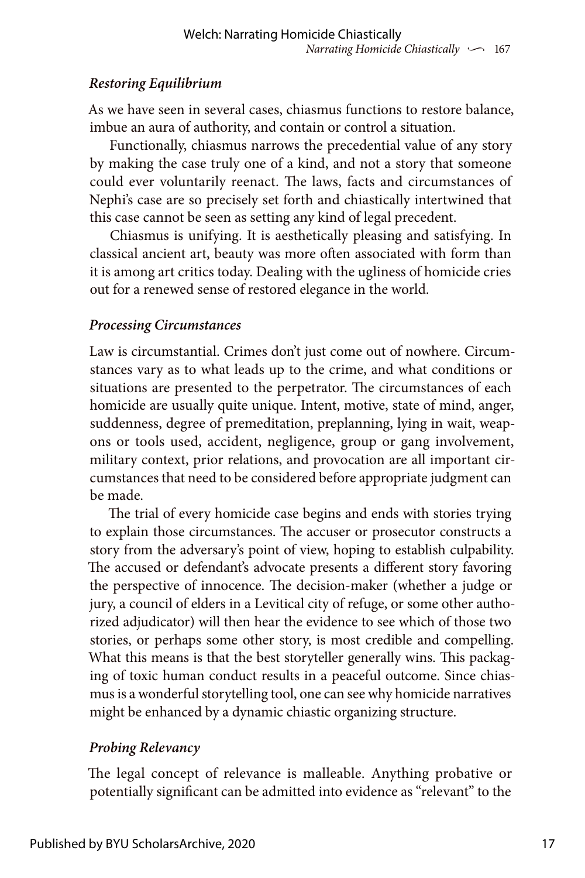### *Restoring Equilibrium*

As we have seen in several cases, chiasmus functions to restore balance, imbue an aura of authority, and contain or control a situation.

Functionally, chiasmus narrows the precedential value of any story by making the case truly one of a kind, and not a story that someone could ever voluntarily reenact. The laws, facts and circumstances of Nephi's case are so precisely set forth and chiastically intertwined that this case cannot be seen as setting any kind of legal precedent.

Chiasmus is unifying. It is aesthetically pleasing and satisfying. In classical ancient art, beauty was more often associated with form than it is among art critics today. Dealing with the ugliness of homicide cries out for a renewed sense of restored elegance in the world.

### *Processing Circumstances*

Law is circumstantial. Crimes don't just come out of nowhere. Circumstances vary as to what leads up to the crime, and what conditions or situations are presented to the perpetrator. The circumstances of each homicide are usually quite unique. Intent, motive, state of mind, anger, suddenness, degree of premeditation, preplanning, lying in wait, weapons or tools used, accident, negligence, group or gang involvement, military context, prior relations, and provocation are all important circumstances that need to be considered before appropriate judgment can be made.

The trial of every homicide case begins and ends with stories trying to explain those circumstances. The accuser or prosecutor constructs a story from the adversary's point of view, hoping to establish culpability. The accused or defendant's advocate presents a different story favoring the perspective of innocence. The decision-maker (whether a judge or jury, a council of elders in a Levitical city of refuge, or some other authorized adjudicator) will then hear the evidence to see which of those two stories, or perhaps some other story, is most credible and compelling. What this means is that the best storyteller generally wins. This packaging of toxic human conduct results in a peaceful outcome. Since chiasmus is a wonderful storytelling tool, one can see why homicide narratives might be enhanced by a dynamic chiastic organizing structure.

### *Probing Relevancy*

The legal concept of relevance is malleable. Anything probative or potentially significant can be admitted into evidence as "relevant" to the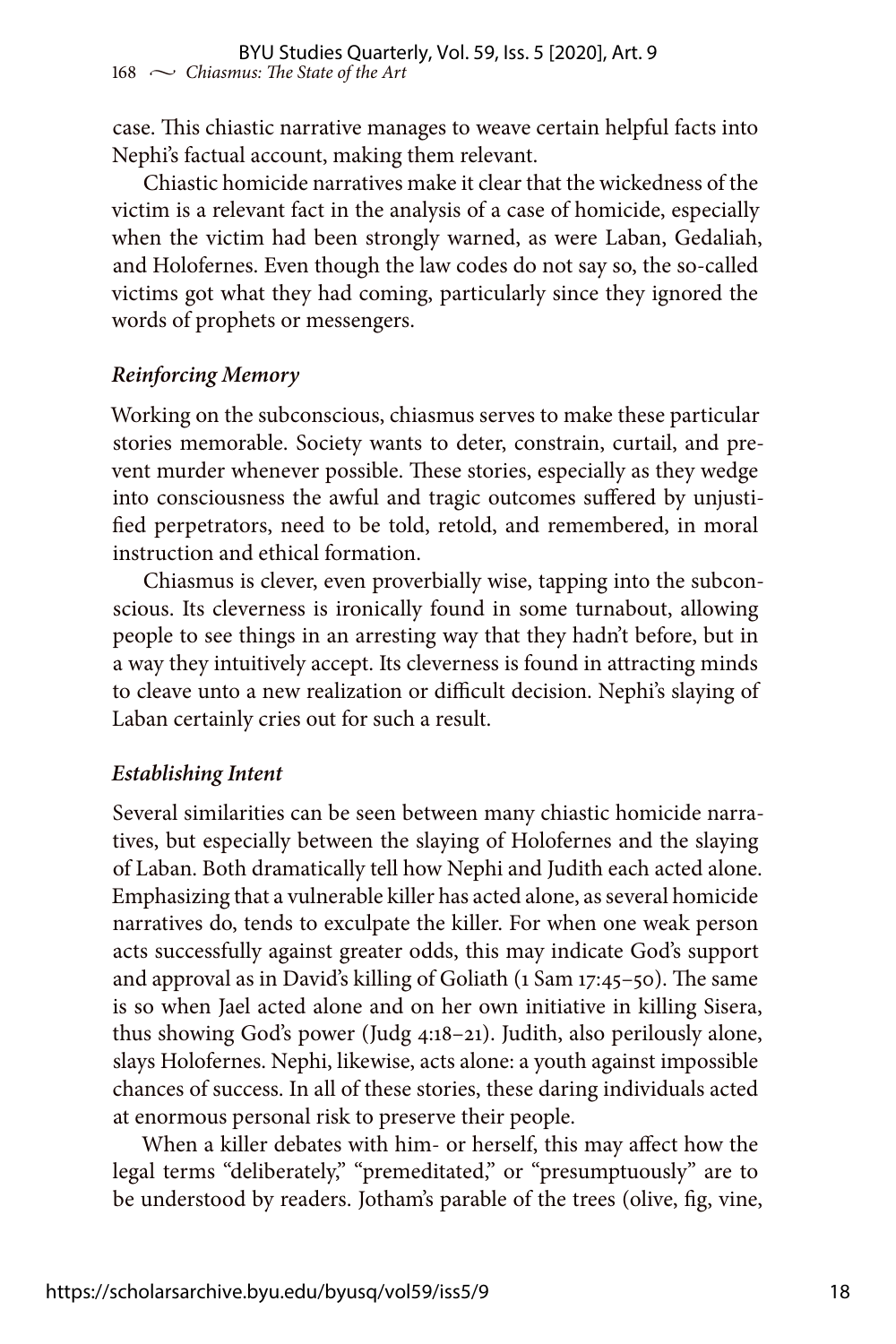case. This chiastic narrative manages to weave certain helpful facts into Nephi's factual account, making them relevant.

Chiastic homicide narratives make it clear that the wickedness of the victim is a relevant fact in the analysis of a case of homicide, especially when the victim had been strongly warned, as were Laban, Gedaliah, and Holofernes. Even though the law codes do not say so, the so-called victims got what they had coming, particularly since they ignored the words of prophets or messengers.

### *Reinforcing Memory*

Working on the subconscious, chiasmus serves to make these particular stories memorable. Society wants to deter, constrain, curtail, and prevent murder whenever possible. These stories, especially as they wedge into consciousness the awful and tragic outcomes suffered by unjustified perpetrators, need to be told, retold, and remembered, in moral instruction and ethical formation.

Chiasmus is clever, even proverbially wise, tapping into the subconscious. Its cleverness is ironically found in some turnabout, allowing people to see things in an arresting way that they hadn't before, but in a way they intuitively accept. Its cleverness is found in attracting minds to cleave unto a new realization or difficult decision. Nephi's slaying of Laban certainly cries out for such a result.

### *Establishing Intent*

Several similarities can be seen between many chiastic homicide narratives, but especially between the slaying of Holofernes and the slaying of Laban. Both dramatically tell how Nephi and Judith each acted alone. Emphasizing that a vulnerable killer has acted alone, as several homicide narratives do, tends to exculpate the killer. For when one weak person acts successfully against greater odds, this may indicate God's support and approval as in David's killing of Goliath (1 Sam 17:45–50). The same is so when Jael acted alone and on her own initiative in killing Sisera, thus showing God's power (Judg 4:18–21). Judith, also perilously alone, slays Holofernes. Nephi, likewise, acts alone: a youth against impossible chances of success. In all of these stories, these daring individuals acted at enormous personal risk to preserve their people.

When a killer debates with him- or herself, this may affect how the legal terms "deliberately," "premeditated," or "presumptuously" are to be understood by readers. Jotham's parable of the trees (olive, fig, vine,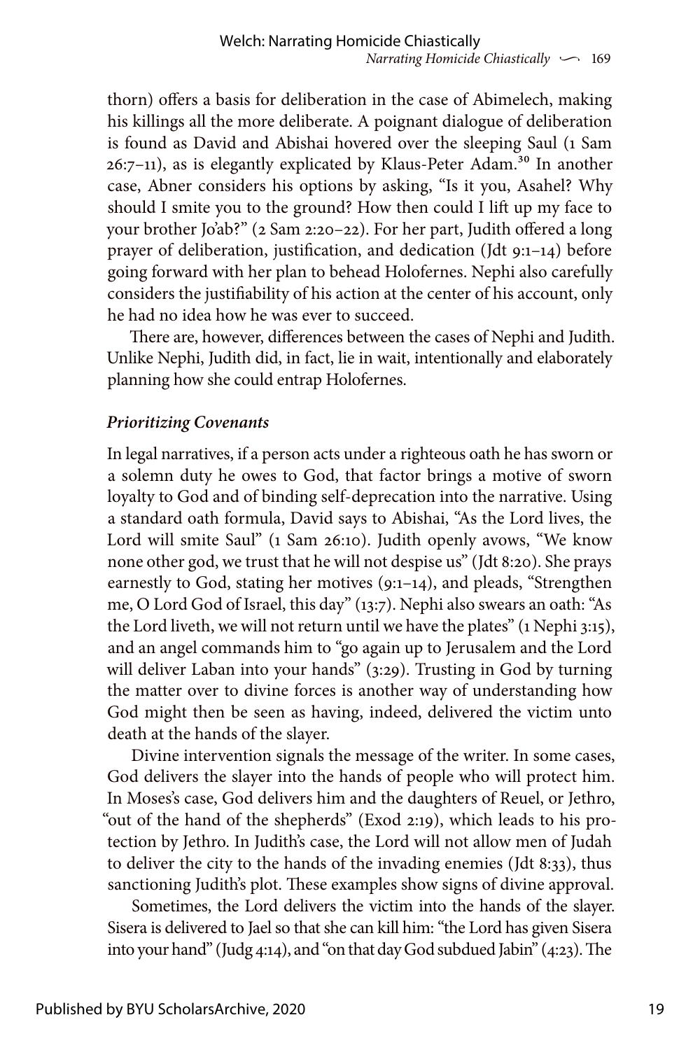thorn) offers a basis for deliberation in the case of Abimelech, making his killings all the more deliberate. A poignant dialogue of deliberation is found as David and Abishai hovered over the sleeping Saul (1 Sam 26:7–11), as is elegantly explicated by Klaus-Peter Adam.[30] In another case, Abner considers his options by asking, "Is it you, Asahel? Why should I smite you to the ground? How then could I lift up my face to your brother Jo'ab?" (2 Sam 2:20–22). For her part, Judith offered a long prayer of deliberation, justification, and dedication (Jdt 9:1–14) before going forward with her plan to behead Holofernes. Nephi also carefully considers the justifiability of his action at the center of his account, only he had no idea how he was ever to succeed.

There are, however, differences between the cases of Nephi and Judith. Unlike Nephi, Judith did, in fact, lie in wait, intentionally and elaborately planning how she could entrap Holofernes.

### *Prioritizing Covenants*

In legal narratives, if a person acts under a righteous oath he has sworn or a solemn duty he owes to God, that factor brings a motive of sworn loyalty to God and of binding self-deprecation into the narrative. Using a standard oath formula, David says to Abishai, "As the Lord lives, the Lord will smite Saul" (1 Sam 26:10). Judith openly avows, "We know none other god, we trust that he will not despise us" (Jdt 8:20). She prays earnestly to God, stating her motives (9:1–14), and pleads, "Strengthen me, O Lord God of Israel, this day" (13:7). Nephi also swears an oath: "As the Lord liveth, we will not return until we have the plates" (1 Nephi 3:15), and an angel commands him to "go again up to Jerusalem and the Lord will deliver Laban into your hands" (3:29). Trusting in God by turning the matter over to divine forces is another way of understanding how God might then be seen as having, indeed, delivered the victim unto death at the hands of the slayer.

Divine intervention signals the message of the writer. In some cases, God delivers the slayer into the hands of people who will protect him. In Moses's case, God delivers him and the daughters of Reuel, or Jethro, "out of the hand of the shepherds" (Exod 2:19), which leads to his protection by Jethro. In Judith's case, the Lord will not allow men of Judah to deliver the city to the hands of the invading enemies (Jdt 8:33), thus sanctioning Judith's plot. These examples show signs of divine approval.

Sometimes, the Lord delivers the victim into the hands of the slayer. Sisera is delivered to Jael so that she can kill him: "the Lord has given Sisera into your hand" (Judg 4:14), and "on that day God subdued Jabin" (4:23). The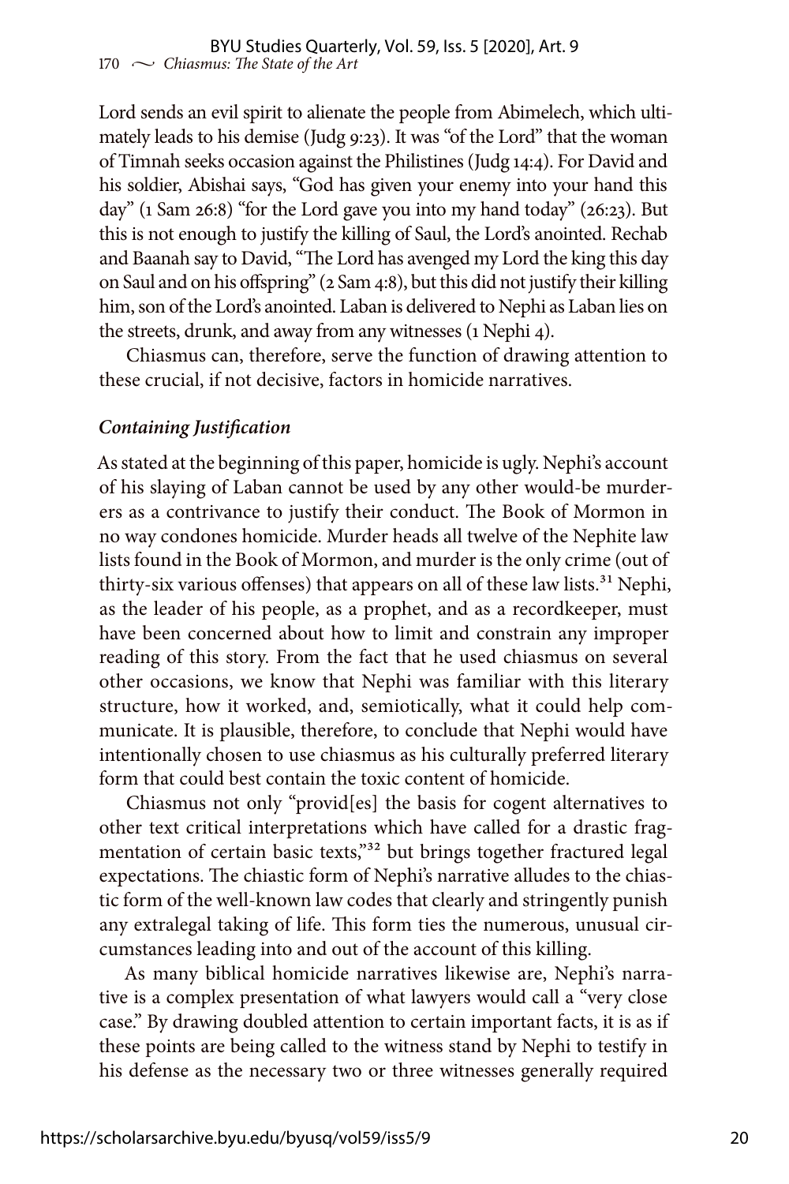Lord sends an evil spirit to alienate the people from Abimelech, which ultimately leads to his demise (Judg 9:23). It was "of the Lord" that the woman of Timnah seeks occasion against the Philistines (Judg 14:4). For David and his soldier, Abishai says, "God has given your enemy into your hand this day" (1 Sam 26:8) "for the Lord gave you into my hand today" (26:23). But this is not enough to justify the killing of Saul, the Lord's anointed. Rechab and Baanah say to David, "The Lord has avenged my Lord the king this day on Saul and on his offspring" (2 Sam 4:8), but this did not justify their killing him, son of the Lord's anointed. Laban is delivered to Nephi as Laban lies on the streets, drunk, and away from any witnesses (1 Nephi 4).

Chiasmus can, therefore, serve the function of drawing attention to these crucial, if not decisive, factors in homicide narratives.

### *Containing Justification*

As stated at the beginning of this paper, homicide is ugly. Nephi's account of his slaying of Laban cannot be used by any other would-be murderers as a contrivance to justify their conduct. The Book of Mormon in no way condones homicide. Murder heads all twelve of the Nephite law lists found in the Book of Mormon, and murder is the only crime (out of thirty-six various offenses) that appears on all of these law lists.[31] Nephi, as the leader of his people, as a prophet, and as a recordkeeper, must have been concerned about how to limit and constrain any improper reading of this story. From the fact that he used chiasmus on several other occasions, we know that Nephi was familiar with this literary structure, how it worked, and, semiotically, what it could help communicate. It is plausible, therefore, to conclude that Nephi would have intentionally chosen to use chiasmus as his culturally preferred literary form that could best contain the toxic content of homicide.

Chiasmus not only "provid[es] the basis for cogent alternatives to other text critical interpretations which have called for a drastic fragmentation of certain basic texts,"[32] but brings together fractured legal expectations. The chiastic form of Nephi's narrative alludes to the chiastic form of the well-known law codes that clearly and stringently punish any extralegal taking of life. This form ties the numerous, unusual circumstances leading into and out of the account of this killing.

As many biblical homicide narratives likewise are, Nephi's narrative is a complex presentation of what lawyers would call a "very close case." By drawing doubled attention to certain important facts, it is as if these points are being called to the witness stand by Nephi to testify in his defense as the necessary two or three witnesses generally required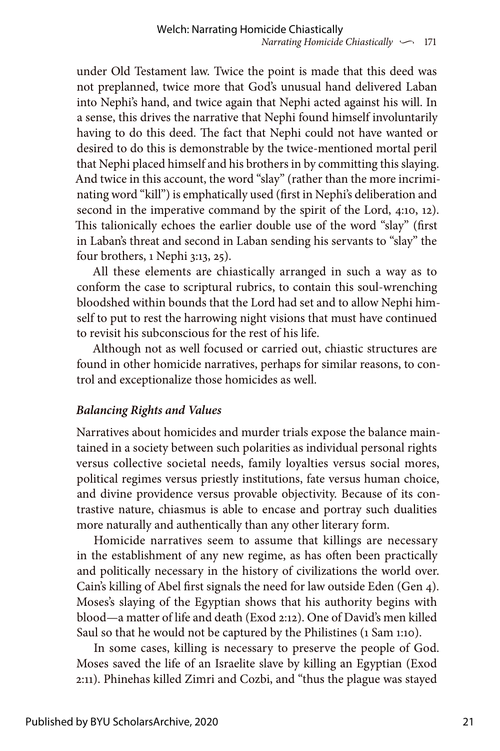under Old Testament law. Twice the point is made that this deed was not preplanned, twice more that God's unusual hand delivered Laban into Nephi's hand, and twice again that Nephi acted against his will. In a sense, this drives the narrative that Nephi found himself involuntarily having to do this deed. The fact that Nephi could not have wanted or desired to do this is demonstrable by the twice-mentioned mortal peril that Nephi placed himself and his brothers in by committing this slaying. And twice in this account, the word "slay" (rather than the more incriminating word "kill") is emphatically used (first in Nephi's deliberation and second in the imperative command by the spirit of the Lord, 4:10, 12). This talionically echoes the earlier double use of the word "slay" (first in Laban's threat and second in Laban sending his servants to "slay" the four brothers, 1 Nephi 3:13, 25).

All these elements are chiastically arranged in such a way as to conform the case to scriptural rubrics, to contain this soul-wrenching bloodshed within bounds that the Lord had set and to allow Nephi himself to put to rest the harrowing night visions that must have continued to revisit his subconscious for the rest of his life.

Although not as well focused or carried out, chiastic structures are found in other homicide narratives, perhaps for similar reasons, to control and exceptionalize those homicides as well.

### *Balancing Rights and Values*

Narratives about homicides and murder trials expose the balance maintained in a society between such polarities as individual personal rights versus collective societal needs, family loyalties versus social mores, political regimes versus priestly institutions, fate versus human choice, and divine providence versus provable objectivity. Because of its contrastive nature, chiasmus is able to encase and portray such dualities more naturally and authentically than any other literary form.

Homicide narratives seem to assume that killings are necessary in the establishment of any new regime, as has often been practically and politically necessary in the history of civilizations the world over. Cain's killing of Abel first signals the need for law outside Eden (Gen 4). Moses's slaying of the Egyptian shows that his authority begins with blood—a matter of life and death (Exod 2:12). One of David's men killed Saul so that he would not be captured by the Philistines (1 Sam 1:10).

In some cases, killing is necessary to preserve the people of God. Moses saved the life of an Israelite slave by killing an Egyptian (Exod 2:11). Phinehas killed Zimri and Cozbi, and "thus the plague was stayed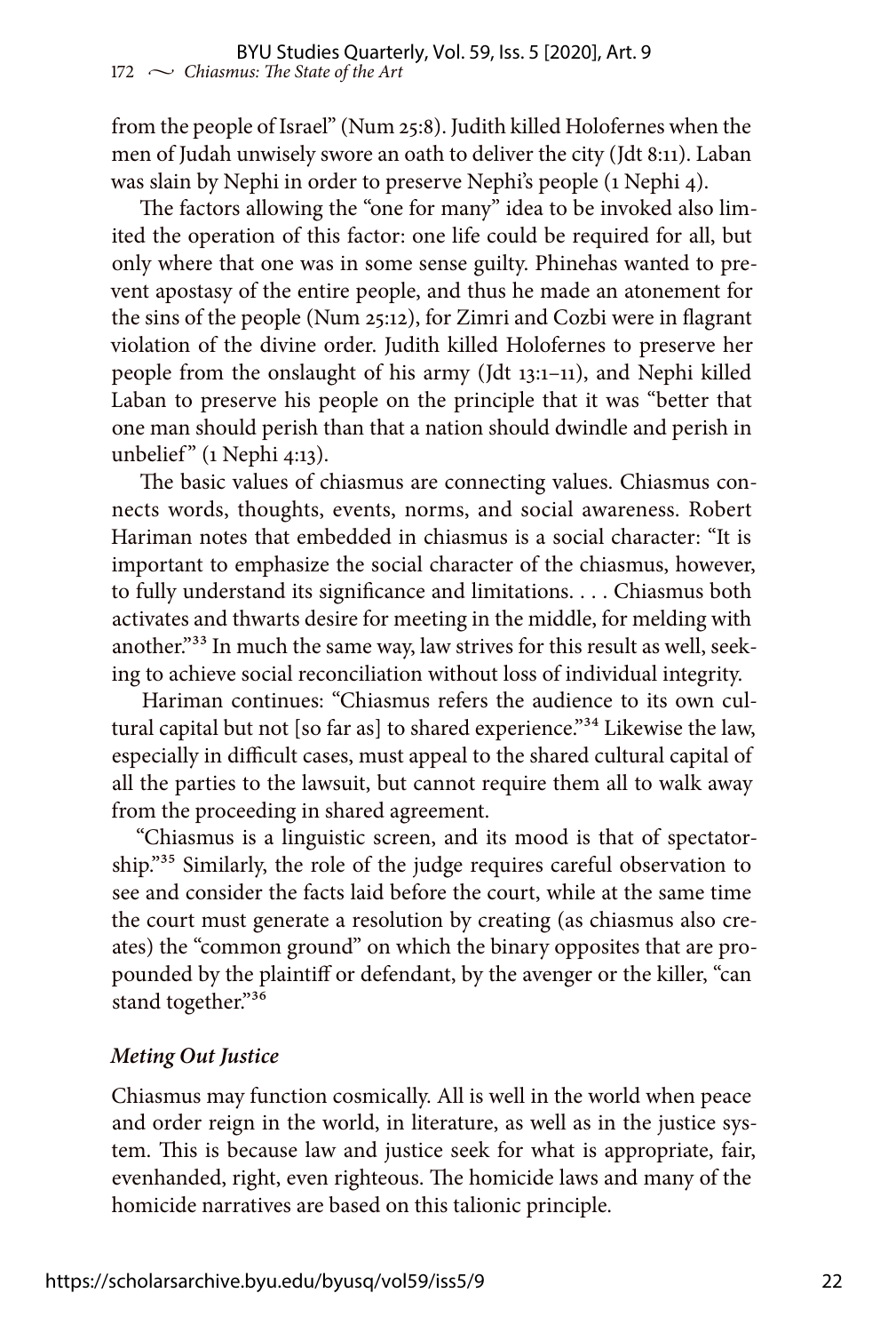from the people of Israel" (Num 25:8). Judith killed Holofernes when the men of Judah unwisely swore an oath to deliver the city (Jdt 8:11). Laban was slain by Nephi in order to preserve Nephi's people (1 Nephi 4).

The factors allowing the "one for many" idea to be invoked also limited the operation of this factor: one life could be required for all, but only where that one was in some sense guilty. Phinehas wanted to prevent apostasy of the entire people, and thus he made an atonement for the sins of the people (Num 25:12), for Zimri and Cozbi were in flagrant violation of the divine order. Judith killed Holofernes to preserve her people from the onslaught of his army (Jdt 13:1–11), and Nephi killed Laban to preserve his people on the principle that it was "better that one man should perish than that a nation should dwindle and perish in unbelief" (1 Nephi 4:13).

The basic values of chiasmus are connecting values. Chiasmus connects words, thoughts, events, norms, and social awareness. Robert Hariman notes that embedded in chiasmus is a social character: "It is important to emphasize the social character of the chiasmus, however, to fully understand its significance and limitations. . . . Chiasmus both activates and thwarts desire for meeting in the middle, for melding with another."[33] In much the same way, law strives for this result as well, seeking to achieve social reconciliation without loss of individual integrity.

Hariman continues: "Chiasmus refers the audience to its own cultural capital but not [so far as] to shared experience."[34] Likewise the law, especially in difficult cases, must appeal to the shared cultural capital of all the parties to the lawsuit, but cannot require them all to walk away from the proceeding in shared agreement.

"Chiasmus is a linguistic screen, and its mood is that of spectatorship."[35] Similarly, the role of the judge requires careful observation to see and consider the facts laid before the court, while at the same time the court must generate a resolution by creating (as chiasmus also creates) the "common ground" on which the binary opposites that are propounded by the plaintiff or defendant, by the avenger or the killer, "can stand together."[36]

### *Meting Out Justice*

Chiasmus may function cosmically. All is well in the world when peace and order reign in the world, in literature, as well as in the justice system. This is because law and justice seek for what is appropriate, fair, evenhanded, right, even righteous. The homicide laws and many of the homicide narratives are based on this talionic principle.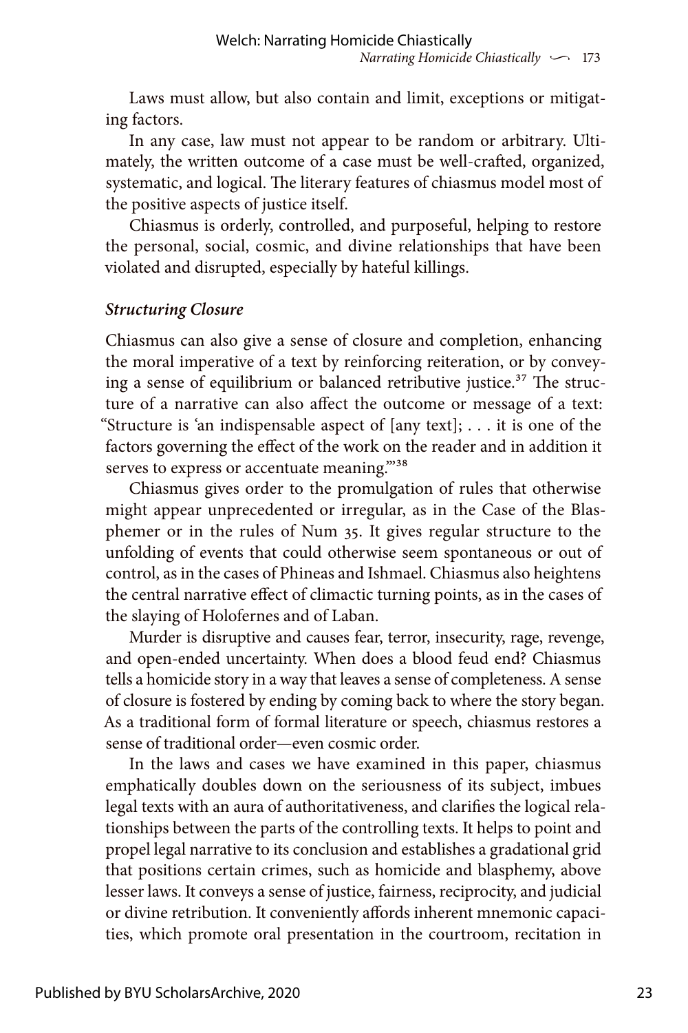Laws must allow, but also contain and limit, exceptions or mitigating factors.

In any case, law must not appear to be random or arbitrary. Ultimately, the written outcome of a case must be well-crafted, organized, systematic, and logical. The literary features of chiasmus model most of the positive aspects of justice itself.

Chiasmus is orderly, controlled, and purposeful, helping to restore the personal, social, cosmic, and divine relationships that have been violated and disrupted, especially by hateful killings.

### *Structuring Closure*

Chiasmus can also give a sense of closure and completion, enhancing the moral imperative of a text by reinforcing reiteration, or by conveying a sense of equilibrium or balanced retributive justice.[37] The structure of a narrative can also affect the outcome or message of a text: "Structure is 'an indispensable aspect of [any text]; . . . it is one of the factors governing the effect of the work on the reader and in addition it serves to express or accentuate meaning.'"[38]

Chiasmus gives order to the promulgation of rules that otherwise might appear unprecedented or irregular, as in the Case of the Blasphemer or in the rules of Num 35. It gives regular structure to the unfolding of events that could otherwise seem spontaneous or out of control, as in the cases of Phineas and Ishmael. Chiasmus also heightens the central narrative effect of climactic turning points, as in the cases of the slaying of Holofernes and of Laban.

Murder is disruptive and causes fear, terror, insecurity, rage, revenge, and open-ended uncertainty. When does a blood feud end? Chiasmus tells a homicide story in a way that leaves a sense of completeness. A sense of closure is fostered by ending by coming back to where the story began. As a traditional form of formal literature or speech, chiasmus restores a sense of traditional order—even cosmic order.

In the laws and cases we have examined in this paper, chiasmus emphatically doubles down on the seriousness of its subject, imbues legal texts with an aura of authoritativeness, and clarifies the logical relationships between the parts of the controlling texts. It helps to point and propel legal narrative to its conclusion and establishes a gradational grid that positions certain crimes, such as homicide and blasphemy, above lesser laws. It conveys a sense of justice, fairness, reciprocity, and judicial or divine retribution. It conveniently affords inherent mnemonic capacities, which promote oral presentation in the courtroom, recitation in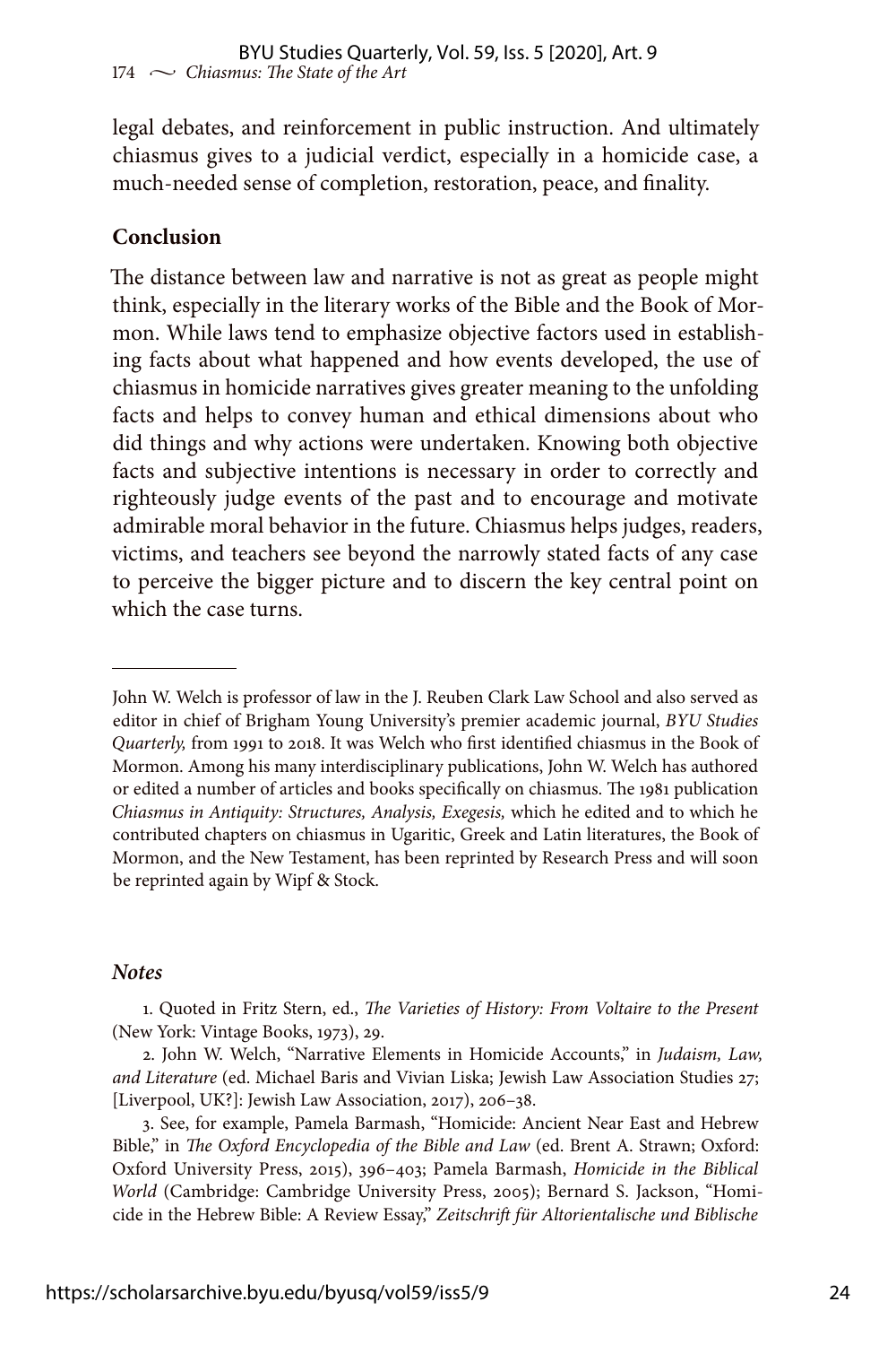legal debates, and reinforcement in public instruction. And ultimately chiasmus gives to a judicial verdict, especially in a homicide case, a much-needed sense of completion, restoration, peace, and finality.

## Conclusion

The distance between law and narrative is not as great as people might think, especially in the literary works of the Bible and the Book of Mormon. While laws tend to emphasize objective factors used in establishing facts about what happened and how events developed, the use of chiasmus in homicide narratives gives greater meaning to the unfolding facts and helps to convey human and ethical dimensions about who did things and why actions were undertaken. Knowing both objective facts and subjective intentions is necessary in order to correctly and righteously judge events of the past and to encourage and motivate admirable moral behavior in the future. Chiasmus helps judges, readers, victims, and teachers see beyond the narrowly stated facts of any case to perceive the bigger picture and to discern the key central point on which the case turns.

---

John W. Welch is professor of law in the J. Reuben Clark Law School and also served as editor in chief of Brigham Young University's premier academic journal, *BYU Studies Quarterly,* from 1991 to 2018. It was Welch who first identified chiasmus in the Book of Mormon. Among his many interdisciplinary publications, John W. Welch has authored or edited a number of articles and books specifically on chiasmus. The 1981 publication *Chiasmus in Antiquity: Structures, Analysis, Exegesis,* which he edited and to which he contributed chapters on chiasmus in Ugaritic, Greek and Latin literatures, the Book of Mormon, and the New Testament, has been reprinted by Research Press and will soon be reprinted again by Wipf & Stock.

### *Notes*

1. Quoted in Fritz Stern, ed., *The Varieties of History: From Voltaire to the Present* (New York: Vintage Books, 1973), 29.

2. John W. Welch, "Narrative Elements in Homicide Accounts," in *Judaism, Law, and Literature* (ed. Michael Baris and Vivian Liska; Jewish Law Association Studies 27; [Liverpool, UK?]: Jewish Law Association, 2017), 206–38.

3. See, for example, Pamela Barmash, "Homicide: Ancient Near East and Hebrew Bible," in *The Oxford Encyclopedia of the Bible and Law* (ed. Brent A. Strawn; Oxford: Oxford University Press, 2015), 396–403; Pamela Barmash, *Homicide in the Biblical World* (Cambridge: Cambridge University Press, 2005); Bernard S. Jackson, "Homicide in the Hebrew Bible: A Review Essay," *Zeitschrift für Altorientalische und Biblische*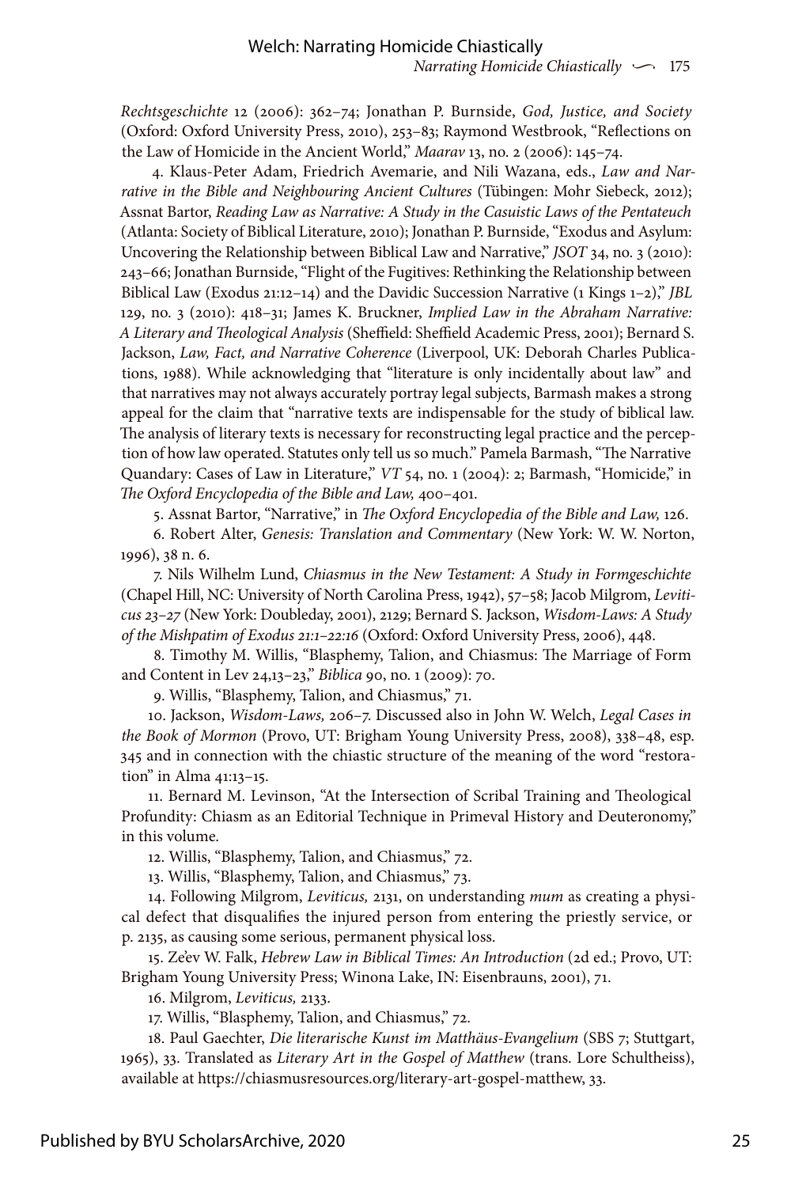*Rechtsgeschichte* 12 (2006): 362–74; Jonathan P. Burnside, *God, Justice, and Society* (Oxford: Oxford University Press, 2010), 253–83; Raymond Westbrook, "Reflections on the Law of Homicide in the Ancient World," *Maarav* 13, no. 2 (2006): 145–74.

4. Klaus-Peter Adam, Friedrich Avemarie, and Nili Wazana, eds., *Law and Narrative in the Bible and Neighbouring Ancient Cultures* (Tübingen: Mohr Siebeck, 2012); Assnat Bartor, *Reading Law as Narrative: A Study in the Casuistic Laws of the Pentateuch* (Atlanta: Society of Biblical Literature, 2010); Jonathan P. Burnside, "Exodus and Asylum: Uncovering the Relationship between Biblical Law and Narrative," *JSOT* 34, no. 3 (2010): 243–66; Jonathan Burnside, "Flight of the Fugitives: Rethinking the Relationship between Biblical Law (Exodus 21:12–14) and the Davidic Succession Narrative (1 Kings 1–2)," *JBL* 129, no. 3 (2010): 418–31; James K. Bruckner, *Implied Law in the Abraham Narrative: A Literary and Theological Analysis* (Sheffield: Sheffield Academic Press, 2001); Bernard S. Jackson, *Law, Fact, and Narrative Coherence* (Liverpool, UK: Deborah Charles Publications, 1988). While acknowledging that "literature is only incidentally about law" and that narratives may not always accurately portray legal subjects, Barmash makes a strong appeal for the claim that "narrative texts are indispensable for the study of biblical law. The analysis of literary texts is necessary for reconstructing legal practice and the perception of how law operated. Statutes only tell us so much." Pamela Barmash, "The Narrative Quandary: Cases of Law in Literature," *VT* 54, no. 1 (2004): 2; Barmash, "Homicide," in *The Oxford Encyclopedia of the Bible and Law,* 400–401.

5. Assnat Bartor, "Narrative," in *The Oxford Encyclopedia of the Bible and Law,* 126.

6. Robert Alter, *Genesis: Translation and Commentary* (New York: W. W. Norton, 1996), 38 n. 6.

7. Nils Wilhelm Lund, *Chiasmus in the New Testament: A Study in Formgeschichte* (Chapel Hill, NC: University of North Carolina Press, 1942), 57–58; Jacob Milgrom, *Leviticus 23–27* (New York: Doubleday, 2001), 2129; Bernard S. Jackson, *Wisdom-Laws: A Study of the Mishpatim of Exodus 21:1–22:16* (Oxford: Oxford University Press, 2006), 448.

8. Timothy M. Willis, "Blasphemy, Talion, and Chiasmus: The Marriage of Form and Content in Lev 24,13–23," *Biblica* 90, no. 1 (2009): 70.

9. Willis, "Blasphemy, Talion, and Chiasmus," 71.

10. Jackson, *Wisdom-Laws,* 206–7. Discussed also in John W. Welch, *Legal Cases in the Book of Mormon* (Provo, UT: Brigham Young University Press, 2008), 338–48, esp. 345 and in connection with the chiastic structure of the meaning of the word "restoration" in Alma 41:13–15.

11. Bernard M. Levinson, "At the Intersection of Scribal Training and Theological Profundity: Chiasm as an Editorial Technique in Primeval History and Deuteronomy," in this volume.

12. Willis, "Blasphemy, Talion, and Chiasmus," 72.

13. Willis, "Blasphemy, Talion, and Chiasmus," 73.

14. Following Milgrom, *Leviticus,* 2131, on understanding *mum* as creating a physical defect that disqualifies the injured person from entering the priestly service, or p. 2135, as causing some serious, permanent physical loss.

15. Ze'ev W. Falk, *Hebrew Law in Biblical Times: An Introduction* (2d ed.; Provo, UT: Brigham Young University Press; Winona Lake, IN: Eisenbrauns, 2001), 71.

16. Milgrom, *Leviticus,* 2133.

17. Willis, "Blasphemy, Talion, and Chiasmus," 72.

18. Paul Gaechter, *Die literarische Kunst im Matthäus-Evangelium* (SBS 7; Stuttgart, 1965), 33. Translated as *Literary Art in the Gospel of Matthew* (trans. Lore Schultheiss), available at https://chiasmusresources.org/literary-art-gospel-matthew, 33.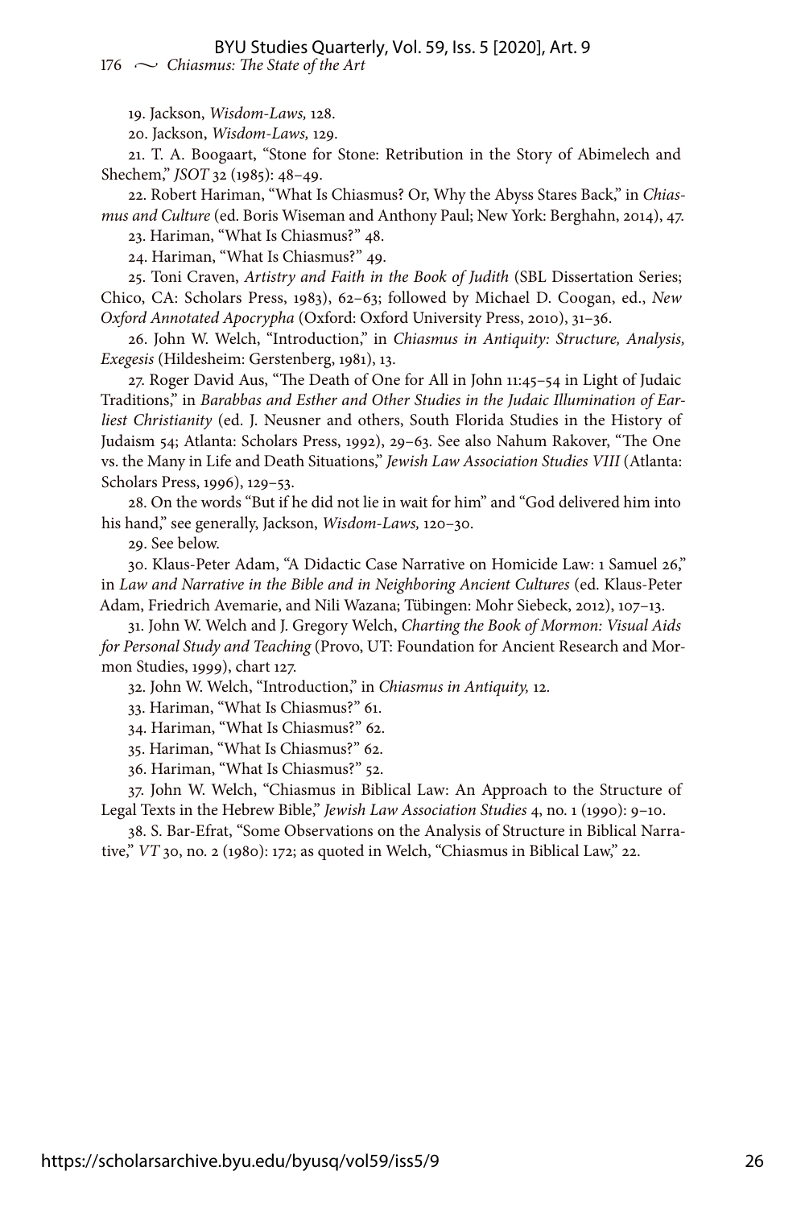19. Jackson, *Wisdom-Laws,* 128.

20. Jackson, *Wisdom-Laws,* 129.

21. T. A. Boogaart, "Stone for Stone: Retribution in the Story of Abimelech and Shechem," *JSOT* 32 (1985): 48–49.

22. Robert Hariman, "What Is Chiasmus? Or, Why the Abyss Stares Back," in *Chiasmus and Culture* (ed. Boris Wiseman and Anthony Paul; New York: Berghahn, 2014), 47.

23. Hariman, "What Is Chiasmus?" 48.

24. Hariman, "What Is Chiasmus?" 49.

25. Toni Craven, *Artistry and Faith in the Book of Judith* (SBL Dissertation Series; Chico, CA: Scholars Press, 1983), 62–63; followed by Michael D. Coogan, ed., *New Oxford Annotated Apocrypha* (Oxford: Oxford University Press, 2010), 31–36.

26. John W. Welch, "Introduction," in *Chiasmus in Antiquity: Structure, Analysis, Exegesis* (Hildesheim: Gerstenberg, 1981), 13.

27. Roger David Aus, "The Death of One for All in John 11:45–54 in Light of Judaic Traditions," in *Barabbas and Esther and Other Studies in the Judaic Illumination of Earliest Christianity* (ed. J. Neusner and others, South Florida Studies in the History of Judaism 54; Atlanta: Scholars Press, 1992), 29–63. See also Nahum Rakover, "The One vs. the Many in Life and Death Situations," *Jewish Law Association Studies VIII* (Atlanta: Scholars Press, 1996), 129–53.

28. On the words "But if he did not lie in wait for him" and "God delivered him into his hand," see generally, Jackson, *Wisdom-Laws,* 120–30.

29. See below.

30. Klaus-Peter Adam, "A Didactic Case Narrative on Homicide Law: 1 Samuel 26," in *Law and Narrative in the Bible and in Neighboring Ancient Cultures* (ed. Klaus-Peter Adam, Friedrich Avemarie, and Nili Wazana; Tübingen: Mohr Siebeck, 2012), 107–13.

31. John W. Welch and J. Gregory Welch, *Charting the Book of Mormon: Visual Aids for Personal Study and Teaching* (Provo, UT: Foundation for Ancient Research and Mormon Studies, 1999), chart 127.

32. John W. Welch, "Introduction," in *Chiasmus in Antiquity,* 12.

33. Hariman, "What Is Chiasmus?" 61.

34. Hariman, "What Is Chiasmus?" 62.

35. Hariman, "What Is Chiasmus?" 62.

36. Hariman, "What Is Chiasmus?" 52.

37. John W. Welch, "Chiasmus in Biblical Law: An Approach to the Structure of Legal Texts in the Hebrew Bible," *Jewish Law Association Studies* 4, no. 1 (1990): 9–10.

38. S. Bar-Efrat, "Some Observations on the Analysis of Structure in Biblical Narrative," *VT* 30, no. 2 (1980): 172; as quoted in Welch, "Chiasmus in Biblical Law," 22.